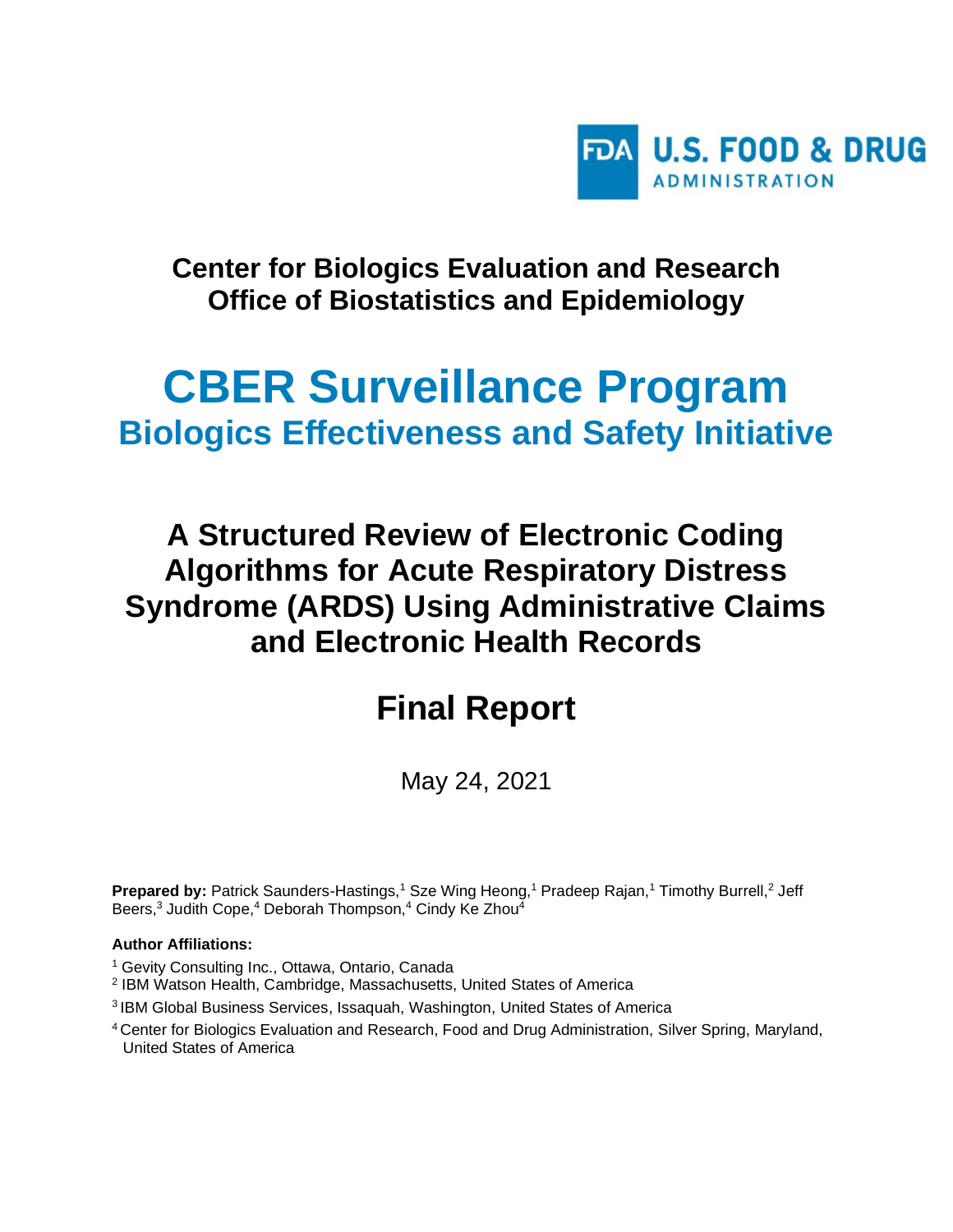U.S. FOOD & DRUG ADMINISTRATION

**Center for Biologics Evaluation and Research**
**Office of Biostatistics and Epidemiology**

# CBER Surveillance Program

## Biologics Effectiveness and Safety Initiative

# A Structured Review of Electronic Coding Algorithms for Acute Respiratory Distress Syndrome (ARDS) Using Administrative Claims and Electronic Health Records

# Final Report

May 24, 2021

**Prepared by:** Patrick Saunders-Hastings,[1] Sze Wing Heong,[1] Pradeep Rajan,[1] Timothy Burrell,[2] Jeff Beers,[3] Judith Cope,[4] Deborah Thompson,[4] Cindy Ke Zhou[4]

**Author Affiliations:**

[1] Gevity Consulting Inc., Ottawa, Ontario, Canada

[2] IBM Watson Health, Cambridge, Massachusetts, United States of America

[3] IBM Global Business Services, Issaquah, Washington, United States of America

[4] Center for Biologics Evaluation and Research, Food and Drug Administration, Silver Spring, Maryland, United States of America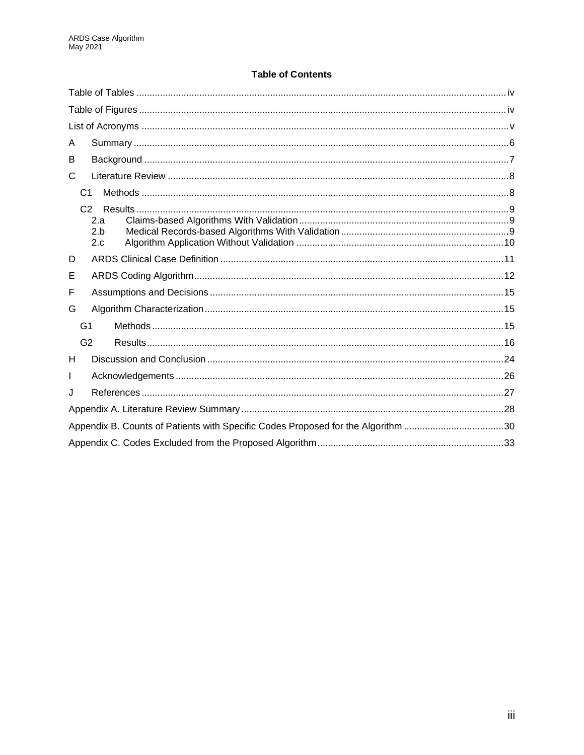# Table of Contents

Table of Tables ........ iv

Table of Figures ........ iv

List of Acronyms ........ v

A Summary ........ 6

B Background ........ 7

C Literature Review ........ 8

- C1 Methods ........ 8
- C2 Results ........ 9
  - 2.a Claims-based Algorithms With Validation ........ 9
  - 2.b Medical Records-based Algorithms With Validation ........ 9
  - 2.c Algorithm Application Without Validation ........ 10

D ARDS Clinical Case Definition ........ 11

E ARDS Coding Algorithm ........ 12

F Assumptions and Decisions ........ 15

G Algorithm Characterization ........ 15

- G1 Methods ........ 15
- G2 Results ........ 16

H Discussion and Conclusion ........ 24

I Acknowledgements ........ 26

J References ........ 27

Appendix A. Literature Review Summary ........ 28

Appendix B. Counts of Patients with Specific Codes Proposed for the Algorithm ........ 30

Appendix C. Codes Excluded from the Proposed Algorithm ........ 33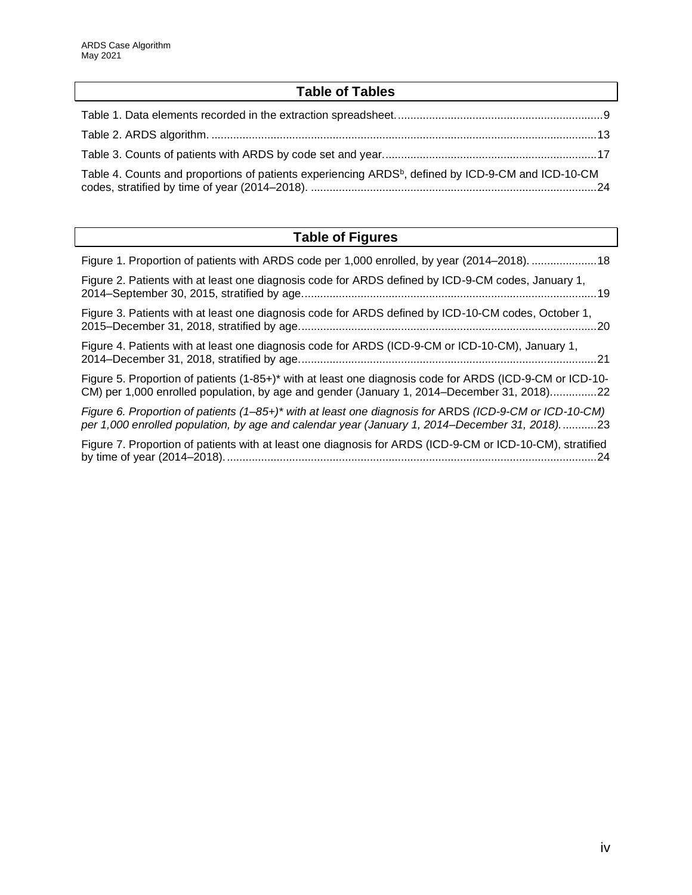## Table of Tables

Table 1. Data elements recorded in the extraction spreadsheet. ....................................................................9

Table 2. ARDS algorithm. ....................................................................................................................13

Table 3. Counts of patients with ARDS by code set and year. .....................................................................17

Table 4. Counts and proportions of patients experiencing ARDS[b], defined by ICD-9-CM and ICD-10-CM codes, stratified by time of year (2014–2018). ........................................................................................24

## Table of Figures

Figure 1. Proportion of patients with ARDS code per 1,000 enrolled, by year (2014–2018). .....................18

Figure 2. Patients with at least one diagnosis code for ARDS defined by ICD-9-CM codes, January 1, 2014–September 30, 2015, stratified by age. ..............................................................................................19

Figure 3. Patients with at least one diagnosis code for ARDS defined by ICD-10-CM codes, October 1, 2015–December 31, 2018, stratified by age. ..............................................................................................20

Figure 4. Patients with at least one diagnosis code for ARDS (ICD-9-CM or ICD-10-CM), January 1, 2014–December 31, 2018, stratified by age. ..............................................................................................21

Figure 5. Proportion of patients (1-85+)* with at least one diagnosis code for ARDS (ICD-9-CM or ICD-10-CM) per 1,000 enrolled population, by age and gender (January 1, 2014–December 31, 2018)...............22

*Figure 6. Proportion of patients (1–85+)\* with at least one diagnosis for* ARDS *(ICD-9-CM or ICD-10-CM) per 1,000 enrolled population, by age and calendar year (January 1, 2014–December 31, 2018).*...........23

Figure 7. Proportion of patients with at least one diagnosis for ARDS (ICD-9-CM or ICD-10-CM), stratified by time of year (2014–2018). ......................................................................................................................24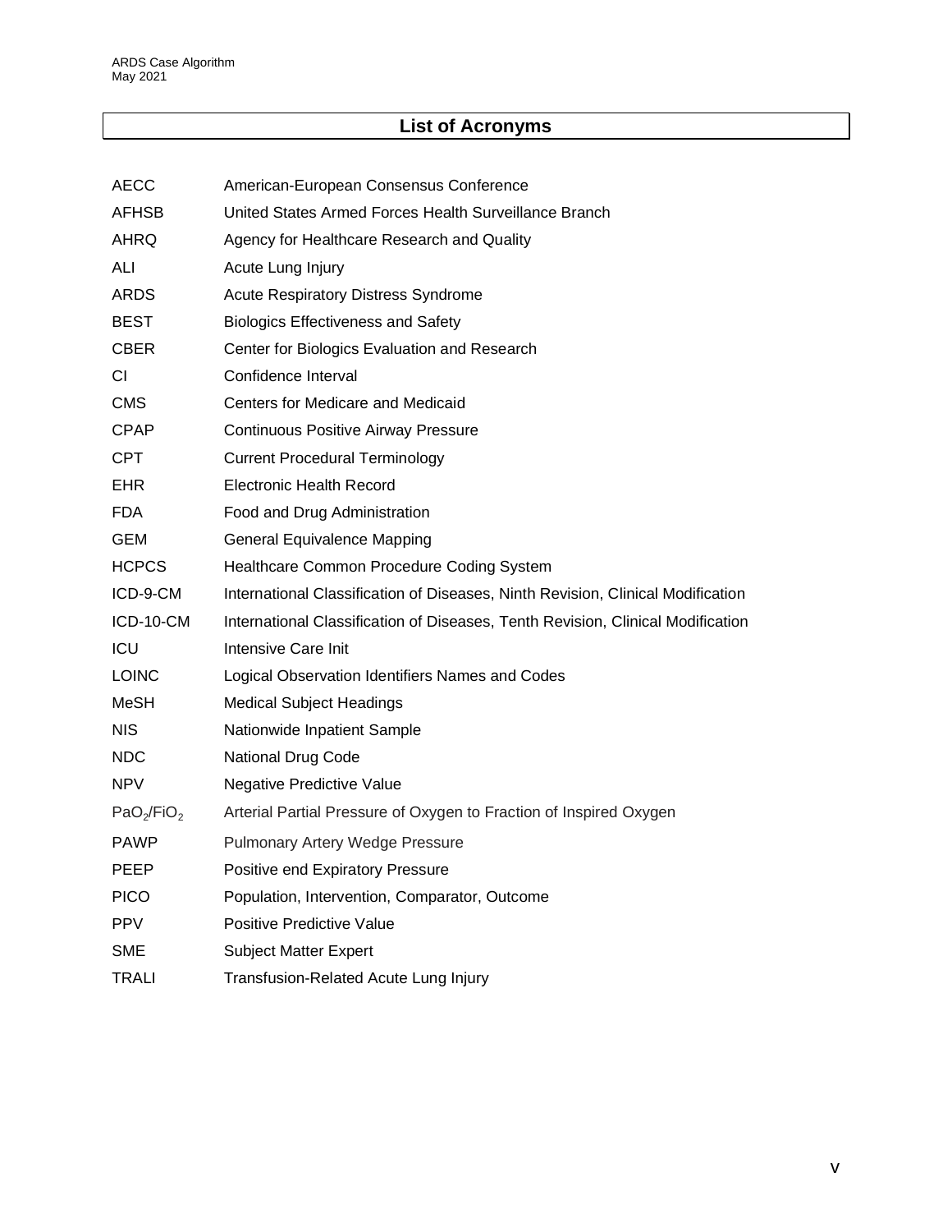## List of Acronyms

| | |
|---|---|
| AECC | American-European Consensus Conference |
| AFHSB | United States Armed Forces Health Surveillance Branch |
| AHRQ | Agency for Healthcare Research and Quality |
| ALI | Acute Lung Injury |
| ARDS | Acute Respiratory Distress Syndrome |
| BEST | Biologics Effectiveness and Safety |
| CBER | Center for Biologics Evaluation and Research |
| CI | Confidence Interval |
| CMS | Centers for Medicare and Medicaid |
| CPAP | Continuous Positive Airway Pressure |
| CPT | Current Procedural Terminology |
| EHR | Electronic Health Record |
| FDA | Food and Drug Administration |
| GEM | General Equivalence Mapping |
| HCPCS | Healthcare Common Procedure Coding System |
| ICD-9-CM | International Classification of Diseases, Ninth Revision, Clinical Modification |
| ICD-10-CM | International Classification of Diseases, Tenth Revision, Clinical Modification |
| ICU | Intensive Care Init |
| LOINC | Logical Observation Identifiers Names and Codes |
| MeSH | Medical Subject Headings |
| NIS | Nationwide Inpatient Sample |
| NDC | National Drug Code |
| NPV | Negative Predictive Value |
| $PaO_2/FiO_2$ | Arterial Partial Pressure of Oxygen to Fraction of Inspired Oxygen |
| PAWP | Pulmonary Artery Wedge Pressure |
| PEEP | Positive end Expiratory Pressure |
| PICO | Population, Intervention, Comparator, Outcome |
| PPV | Positive Predictive Value |
| SME | Subject Matter Expert |
| TRALI | Transfusion-Related Acute Lung Injury |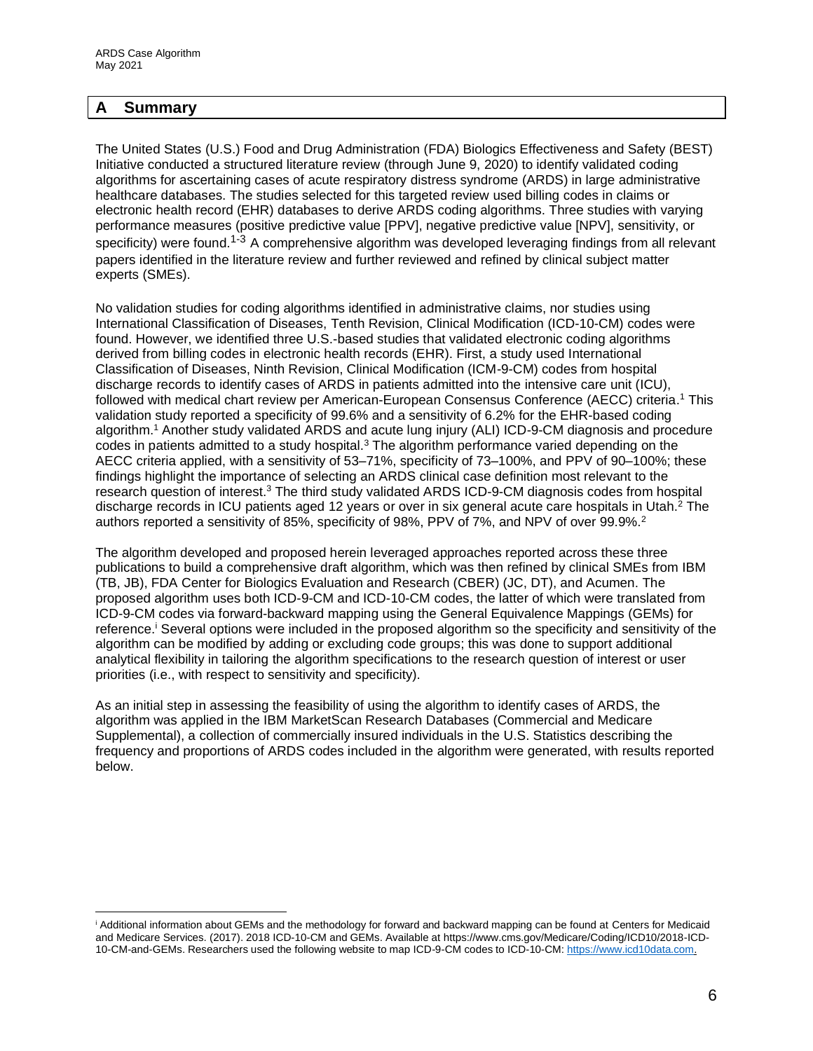## A Summary

The United States (U.S.) Food and Drug Administration (FDA) Biologics Effectiveness and Safety (BEST) Initiative conducted a structured literature review (through June 9, 2020) to identify validated coding algorithms for ascertaining cases of acute respiratory distress syndrome (ARDS) in large administrative healthcare databases. The studies selected for this targeted review used billing codes in claims or electronic health record (EHR) databases to derive ARDS coding algorithms. Three studies with varying performance measures (positive predictive value [PPV], negative predictive value [NPV], sensitivity, or specificity) were found.[1-3] A comprehensive algorithm was developed leveraging findings from all relevant papers identified in the literature review and further reviewed and refined by clinical subject matter experts (SMEs).

No validation studies for coding algorithms identified in administrative claims, nor studies using International Classification of Diseases, Tenth Revision, Clinical Modification (ICD-10-CM) codes were found. However, we identified three U.S.-based studies that validated electronic coding algorithms derived from billing codes in electronic health records (EHR). First, a study used International Classification of Diseases, Ninth Revision, Clinical Modification (ICM-9-CM) codes from hospital discharge records to identify cases of ARDS in patients admitted into the intensive care unit (ICU), followed with medical chart review per American-European Consensus Conference (AECC) criteria.[1] This validation study reported a specificity of 99.6% and a sensitivity of 6.2% for the EHR-based coding algorithm.[1] Another study validated ARDS and acute lung injury (ALI) ICD-9-CM diagnosis and procedure codes in patients admitted to a study hospital.[3] The algorithm performance varied depending on the AECC criteria applied, with a sensitivity of 53–71%, specificity of 73–100%, and PPV of 90–100%; these findings highlight the importance of selecting an ARDS clinical case definition most relevant to the research question of interest.[3] The third study validated ARDS ICD-9-CM diagnosis codes from hospital discharge records in ICU patients aged 12 years or over in six general acute care hospitals in Utah.[2] The authors reported a sensitivity of 85%, specificity of 98%, PPV of 7%, and NPV of over 99.9%.[2]

The algorithm developed and proposed herein leveraged approaches reported across these three publications to build a comprehensive draft algorithm, which was then refined by clinical SMEs from IBM (TB, JB), FDA Center for Biologics Evaluation and Research (CBER) (JC, DT), and Acumen. The proposed algorithm uses both ICD-9-CM and ICD-10-CM codes, the latter of which were translated from ICD-9-CM codes via forward-backward mapping using the General Equivalence Mappings (GEMs) for reference.[i] Several options were included in the proposed algorithm so the specificity and sensitivity of the algorithm can be modified by adding or excluding code groups; this was done to support additional analytical flexibility in tailoring the algorithm specifications to the research question of interest or user priorities (i.e., with respect to sensitivity and specificity).

As an initial step in assessing the feasibility of using the algorithm to identify cases of ARDS, the algorithm was applied in the IBM MarketScan Research Databases (Commercial and Medicare Supplemental), a collection of commercially insured individuals in the U.S. Statistics describing the frequency and proportions of ARDS codes included in the algorithm were generated, with results reported below.

---

[i] Additional information about GEMs and the methodology for forward and backward mapping can be found at Centers for Medicaid and Medicare Services. (2017). 2018 ICD-10-CM and GEMs. Available at https://www.cms.gov/Medicare/Coding/ICD10/2018-ICD-10-CM-and-GEMs. Researchers used the following website to map ICD-9-CM codes to ICD-10-CM: https://www.icd10data.com.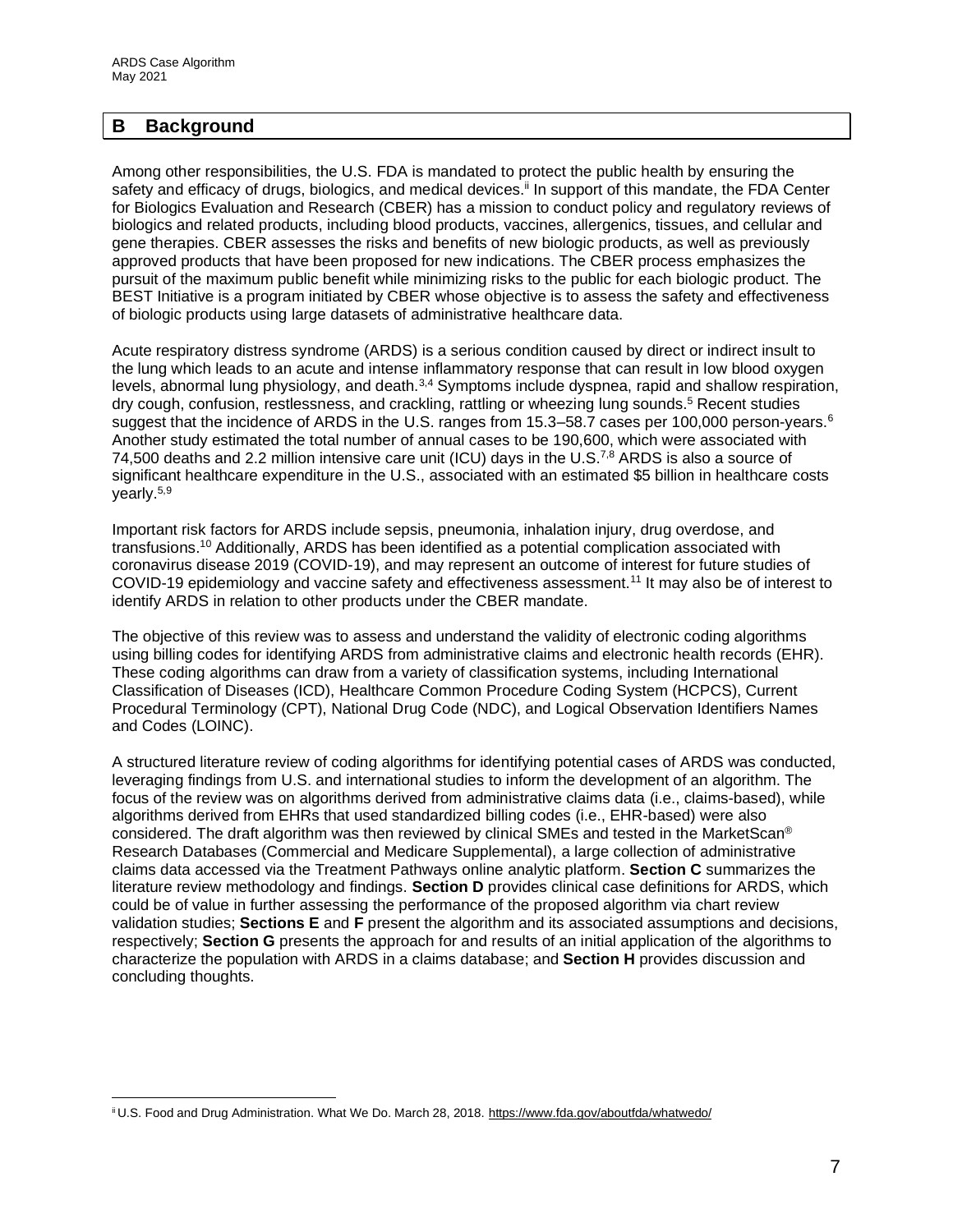## B Background

Among other responsibilities, the U.S. FDA is mandated to protect the public health by ensuring the safety and efficacy of drugs, biologics, and medical devices.[ii] In support of this mandate, the FDA Center for Biologics Evaluation and Research (CBER) has a mission to conduct policy and regulatory reviews of biologics and related products, including blood products, vaccines, allergenics, tissues, and cellular and gene therapies. CBER assesses the risks and benefits of new biologic products, as well as previously approved products that have been proposed for new indications. The CBER process emphasizes the pursuit of the maximum public benefit while minimizing risks to the public for each biologic product. The BEST Initiative is a program initiated by CBER whose objective is to assess the safety and effectiveness of biologic products using large datasets of administrative healthcare data.

Acute respiratory distress syndrome (ARDS) is a serious condition caused by direct or indirect insult to the lung which leads to an acute and intense inflammatory response that can result in low blood oxygen levels, abnormal lung physiology, and death.[3,4] Symptoms include dyspnea, rapid and shallow respiration, dry cough, confusion, restlessness, and crackling, rattling or wheezing lung sounds.[5] Recent studies suggest that the incidence of ARDS in the U.S. ranges from 15.3–58.7 cases per 100,000 person-years.[6] Another study estimated the total number of annual cases to be 190,600, which were associated with 74,500 deaths and 2.2 million intensive care unit (ICU) days in the U.S.[7,8] ARDS is also a source of significant healthcare expenditure in the U.S., associated with an estimated $5 billion in healthcare costs yearly.[5,9]

Important risk factors for ARDS include sepsis, pneumonia, inhalation injury, drug overdose, and transfusions.[10] Additionally, ARDS has been identified as a potential complication associated with coronavirus disease 2019 (COVID-19), and may represent an outcome of interest for future studies of COVID-19 epidemiology and vaccine safety and effectiveness assessment.[11] It may also be of interest to identify ARDS in relation to other products under the CBER mandate.

The objective of this review was to assess and understand the validity of electronic coding algorithms using billing codes for identifying ARDS from administrative claims and electronic health records (EHR). These coding algorithms can draw from a variety of classification systems, including International Classification of Diseases (ICD), Healthcare Common Procedure Coding System (HCPCS), Current Procedural Terminology (CPT), National Drug Code (NDC), and Logical Observation Identifiers Names and Codes (LOINC).

A structured literature review of coding algorithms for identifying potential cases of ARDS was conducted, leveraging findings from U.S. and international studies to inform the development of an algorithm. The focus of the review was on algorithms derived from administrative claims data (i.e., claims-based), while algorithms derived from EHRs that used standardized billing codes (i.e., EHR-based) were also considered. The draft algorithm was then reviewed by clinical SMEs and tested in the MarketScan® Research Databases (Commercial and Medicare Supplemental), a large collection of administrative claims data accessed via the Treatment Pathways online analytic platform. **Section C** summarizes the literature review methodology and findings. **Section D** provides clinical case definitions for ARDS, which could be of value in further assessing the performance of the proposed algorithm via chart review validation studies; **Sections E** and **F** present the algorithm and its associated assumptions and decisions, respectively; **Section G** presents the approach for and results of an initial application of the algorithms to characterize the population with ARDS in a claims database; and **Section H** provides discussion and concluding thoughts.

---

[ii] U.S. Food and Drug Administration. What We Do. March 28, 2018. https://www.fda.gov/aboutfda/whatwedo/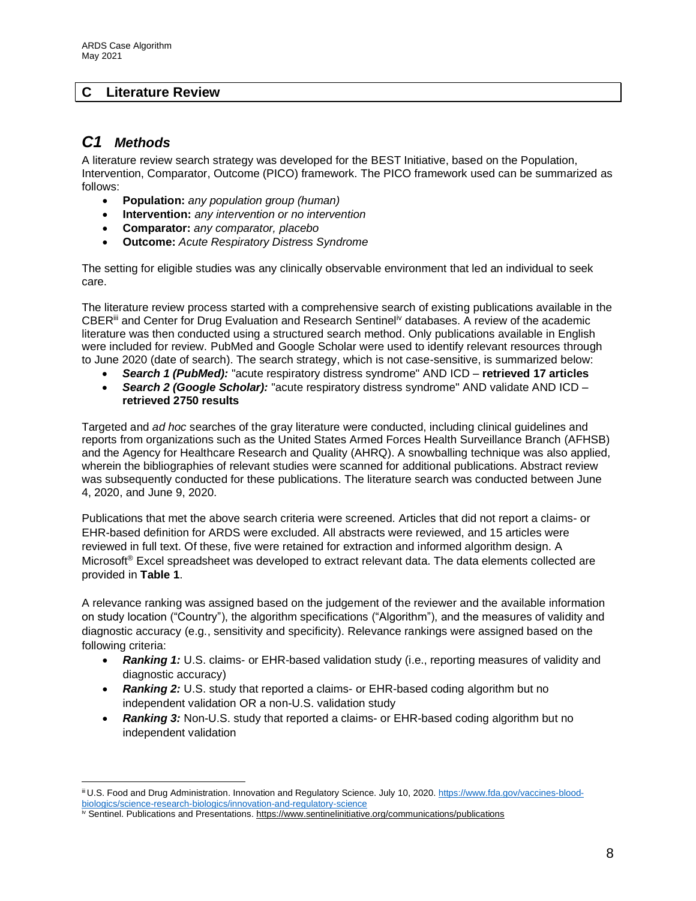## C Literature Review

### C1 *Methods*

A literature review search strategy was developed for the BEST Initiative, based on the Population, Intervention, Comparator, Outcome (PICO) framework. The PICO framework used can be summarized as follows:

- **Population:** *any population group (human)*
- **Intervention:** *any intervention or no intervention*
- **Comparator:** *any comparator, placebo*
- **Outcome:** *Acute Respiratory Distress Syndrome*

The setting for eligible studies was any clinically observable environment that led an individual to seek care.

The literature review process started with a comprehensive search of existing publications available in the CBER[iii] and Center for Drug Evaluation and Research Sentinel[iv] databases. A review of the academic literature was then conducted using a structured search method. Only publications available in English were included for review. PubMed and Google Scholar were used to identify relevant resources through to June 2020 (date of search). The search strategy, which is not case-sensitive, is summarized below:

- ***Search 1 (PubMed):*** "acute respiratory distress syndrome" AND ICD – **retrieved 17 articles**
- ***Search 2 (Google Scholar):*** "acute respiratory distress syndrome" AND validate AND ICD – **retrieved 2750 results**

Targeted and *ad hoc* searches of the gray literature were conducted, including clinical guidelines and reports from organizations such as the United States Armed Forces Health Surveillance Branch (AFHSB) and the Agency for Healthcare Research and Quality (AHRQ). A snowballing technique was also applied, wherein the bibliographies of relevant studies were scanned for additional publications. Abstract review was subsequently conducted for these publications. The literature search was conducted between June 4, 2020, and June 9, 2020.

Publications that met the above search criteria were screened. Articles that did not report a claims- or EHR-based definition for ARDS were excluded. All abstracts were reviewed, and 15 articles were reviewed in full text. Of these, five were retained for extraction and informed algorithm design. A Microsoft® Excel spreadsheet was developed to extract relevant data. The data elements collected are provided in **Table 1**.

A relevance ranking was assigned based on the judgement of the reviewer and the available information on study location ("Country"), the algorithm specifications ("Algorithm"), and the measures of validity and diagnostic accuracy (e.g., sensitivity and specificity). Relevance rankings were assigned based on the following criteria:

- ***Ranking 1:*** U.S. claims- or EHR-based validation study (i.e., reporting measures of validity and diagnostic accuracy)
- ***Ranking 2:*** U.S. study that reported a claims- or EHR-based coding algorithm but no independent validation OR a non-U.S. validation study
- ***Ranking 3:*** Non-U.S. study that reported a claims- or EHR-based coding algorithm but no independent validation

---

[iii] U.S. Food and Drug Administration. Innovation and Regulatory Science. July 10, 2020. https://www.fda.gov/vaccines-blood-biologics/science-research-biologics/innovation-and-regulatory-science

[iv] Sentinel. Publications and Presentations. https://www.sentinelinitiative.org/communications/publications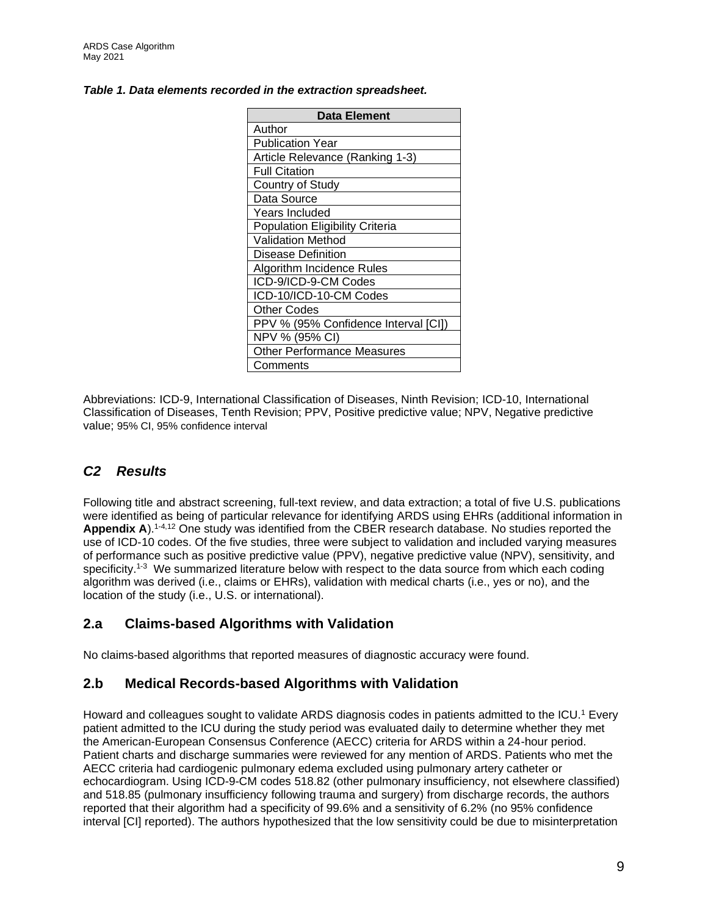***Table 1. Data elements recorded in the extraction spreadsheet.***

| Data Element |
| --- |
| Author |
| Publication Year |
| Article Relevance (Ranking 1-3) |
| Full Citation |
| Country of Study |
| Data Source |
| Years Included |
| Population Eligibility Criteria |
| Validation Method |
| Disease Definition |
| Algorithm Incidence Rules |
| ICD-9/ICD-9-CM Codes |
| ICD-10/ICD-10-CM Codes |
| Other Codes |
| PPV % (95% Confidence Interval [CI]) |
| NPV % (95% CI) |
| Other Performance Measures |
| Comments |

Abbreviations: ICD-9, International Classification of Diseases, Ninth Revision; ICD-10, International Classification of Diseases, Tenth Revision; PPV, Positive predictive value; NPV, Negative predictive value; 95% CI, 95% confidence interval

## *C2 Results*

Following title and abstract screening, full-text review, and data extraction; a total of five U.S. publications were identified as being of particular relevance for identifying ARDS using EHRs (additional information in **Appendix A**).[1-4,12] One study was identified from the CBER research database. No studies reported the use of ICD-10 codes. Of the five studies, three were subject to validation and included varying measures of performance such as positive predictive value (PPV), negative predictive value (NPV), sensitivity, and specificity.[1-3] We summarized literature below with respect to the data source from which each coding algorithm was derived (i.e., claims or EHRs), validation with medical charts (i.e., yes or no), and the location of the study (i.e., U.S. or international).

### 2.a Claims-based Algorithms with Validation

No claims-based algorithms that reported measures of diagnostic accuracy were found.

### 2.b Medical Records-based Algorithms with Validation

Howard and colleagues sought to validate ARDS diagnosis codes in patients admitted to the ICU.[1] Every patient admitted to the ICU during the study period was evaluated daily to determine whether they met the American-European Consensus Conference (AECC) criteria for ARDS within a 24-hour period. Patient charts and discharge summaries were reviewed for any mention of ARDS. Patients who met the AECC criteria had cardiogenic pulmonary edema excluded using pulmonary artery catheter or echocardiogram. Using ICD-9-CM codes 518.82 (other pulmonary insufficiency, not elsewhere classified) and 518.85 (pulmonary insufficiency following trauma and surgery) from discharge records, the authors reported that their algorithm had a specificity of 99.6% and a sensitivity of 6.2% (no 95% confidence interval [CI] reported). The authors hypothesized that the low sensitivity could be due to misinterpretation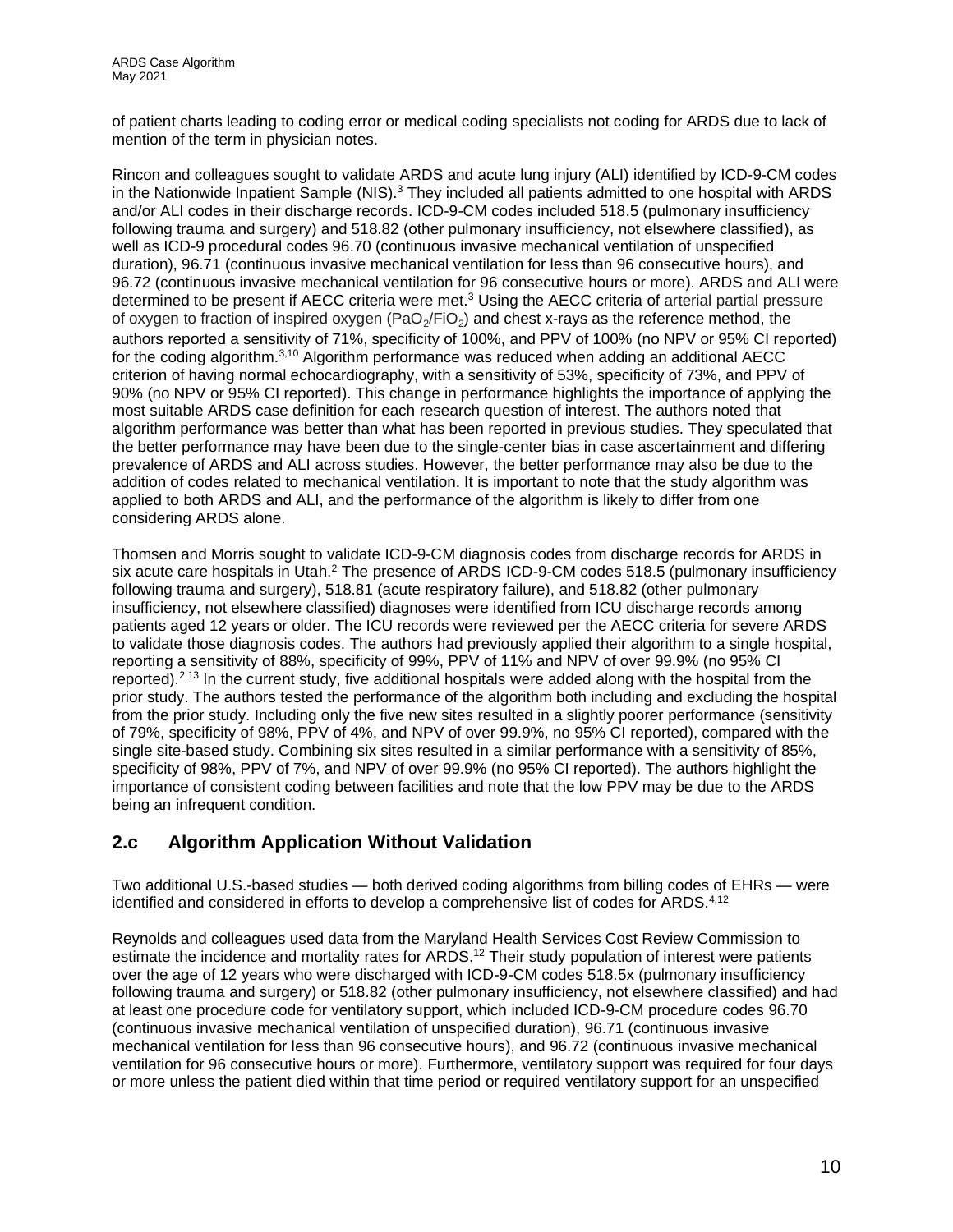of patient charts leading to coding error or medical coding specialists not coding for ARDS due to lack of mention of the term in physician notes.

Rincon and colleagues sought to validate ARDS and acute lung injury (ALI) identified by ICD-9-CM codes in the Nationwide Inpatient Sample (NIS).[3] They included all patients admitted to one hospital with ARDS and/or ALI codes in their discharge records. ICD-9-CM codes included 518.5 (pulmonary insufficiency following trauma and surgery) and 518.82 (other pulmonary insufficiency, not elsewhere classified), as well as ICD-9 procedural codes 96.70 (continuous invasive mechanical ventilation of unspecified duration), 96.71 (continuous invasive mechanical ventilation for less than 96 consecutive hours), and 96.72 (continuous invasive mechanical ventilation for 96 consecutive hours or more). ARDS and ALI were determined to be present if AECC criteria were met.[3] Using the AECC criteria of arterial partial pressure of oxygen to fraction of inspired oxygen ($PaO_2/FiO_2$) and chest x-rays as the reference method, the authors reported a sensitivity of 71%, specificity of 100%, and PPV of 100% (no NPV or 95% CI reported) for the coding algorithm.[3,10] Algorithm performance was reduced when adding an additional AECC criterion of having normal echocardiography, with a sensitivity of 53%, specificity of 73%, and PPV of 90% (no NPV or 95% CI reported). This change in performance highlights the importance of applying the most suitable ARDS case definition for each research question of interest. The authors noted that algorithm performance was better than what has been reported in previous studies. They speculated that the better performance may have been due to the single-center bias in case ascertainment and differing prevalence of ARDS and ALI across studies. However, the better performance may also be due to the addition of codes related to mechanical ventilation. It is important to note that the study algorithm was applied to both ARDS and ALI, and the performance of the algorithm is likely to differ from one considering ARDS alone.

Thomsen and Morris sought to validate ICD-9-CM diagnosis codes from discharge records for ARDS in six acute care hospitals in Utah.[2] The presence of ARDS ICD-9-CM codes 518.5 (pulmonary insufficiency following trauma and surgery), 518.81 (acute respiratory failure), and 518.82 (other pulmonary insufficiency, not elsewhere classified) diagnoses were identified from ICU discharge records among patients aged 12 years or older. The ICU records were reviewed per the AECC criteria for severe ARDS to validate those diagnosis codes. The authors had previously applied their algorithm to a single hospital, reporting a sensitivity of 88%, specificity of 99%, PPV of 11% and NPV of over 99.9% (no 95% CI reported).[2,13] In the current study, five additional hospitals were added along with the hospital from the prior study. The authors tested the performance of the algorithm both including and excluding the hospital from the prior study. Including only the five new sites resulted in a slightly poorer performance (sensitivity of 79%, specificity of 98%, PPV of 4%, and NPV of over 99.9%, no 95% CI reported), compared with the single site-based study. Combining six sites resulted in a similar performance with a sensitivity of 85%, specificity of 98%, PPV of 7%, and NPV of over 99.9% (no 95% CI reported). The authors highlight the importance of consistent coding between facilities and note that the low PPV may be due to the ARDS being an infrequent condition.

## 2.c Algorithm Application Without Validation

Two additional U.S.-based studies — both derived coding algorithms from billing codes of EHRs — were identified and considered in efforts to develop a comprehensive list of codes for ARDS.[4,12]

Reynolds and colleagues used data from the Maryland Health Services Cost Review Commission to estimate the incidence and mortality rates for ARDS.[12] Their study population of interest were patients over the age of 12 years who were discharged with ICD-9-CM codes 518.5x (pulmonary insufficiency following trauma and surgery) or 518.82 (other pulmonary insufficiency, not elsewhere classified) and had at least one procedure code for ventilatory support, which included ICD-9-CM procedure codes 96.70 (continuous invasive mechanical ventilation of unspecified duration), 96.71 (continuous invasive mechanical ventilation for less than 96 consecutive hours), and 96.72 (continuous invasive mechanical ventilation for 96 consecutive hours or more). Furthermore, ventilatory support was required for four days or more unless the patient died within that time period or required ventilatory support for an unspecified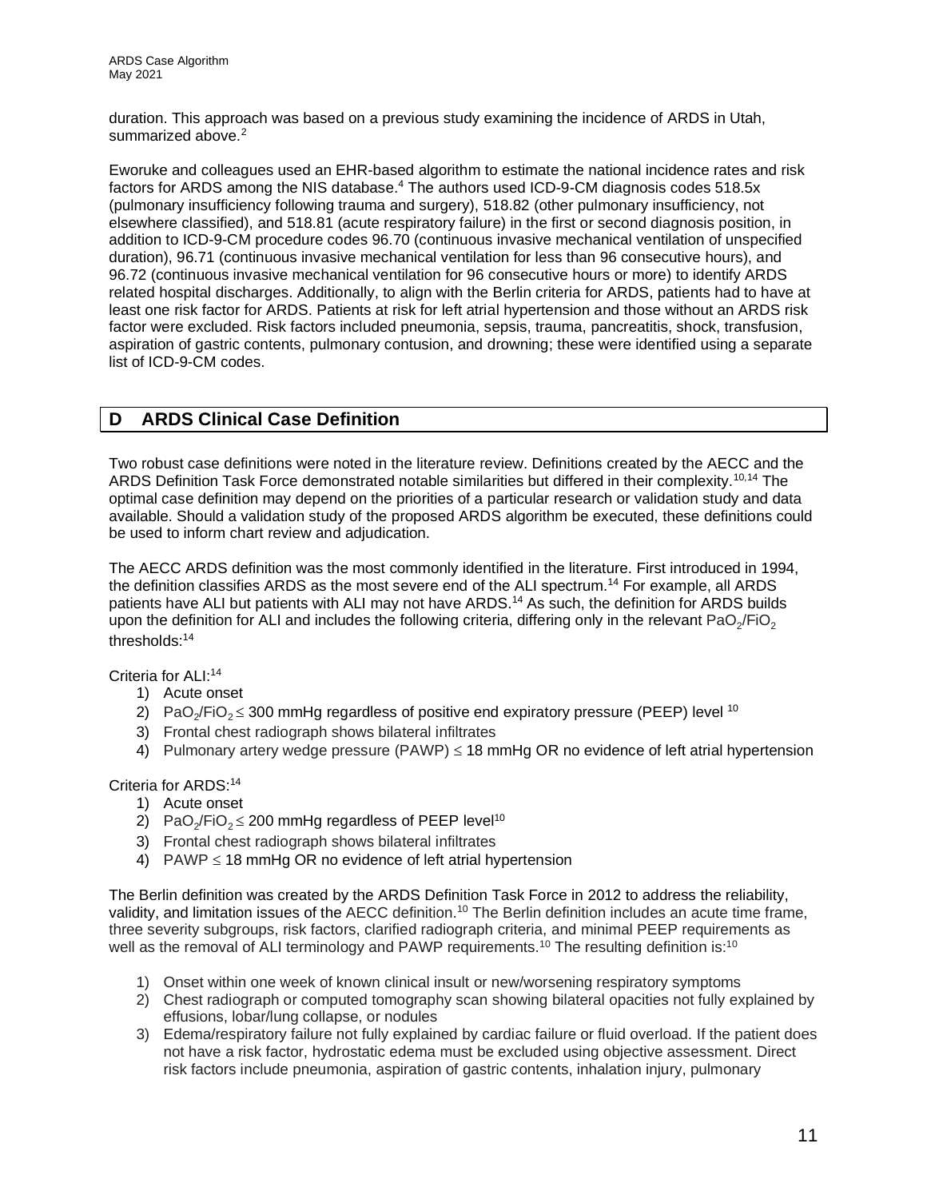duration. This approach was based on a previous study examining the incidence of ARDS in Utah, summarized above.[2]

Eworuke and colleagues used an EHR-based algorithm to estimate the national incidence rates and risk factors for ARDS among the NIS database.[4] The authors used ICD-9-CM diagnosis codes 518.5x (pulmonary insufficiency following trauma and surgery), 518.82 (other pulmonary insufficiency, not elsewhere classified), and 518.81 (acute respiratory failure) in the first or second diagnosis position, in addition to ICD-9-CM procedure codes 96.70 (continuous invasive mechanical ventilation of unspecified duration), 96.71 (continuous invasive mechanical ventilation for less than 96 consecutive hours), and 96.72 (continuous invasive mechanical ventilation for 96 consecutive hours or more) to identify ARDS related hospital discharges. Additionally, to align with the Berlin criteria for ARDS, patients had to have at least one risk factor for ARDS. Patients at risk for left atrial hypertension and those without an ARDS risk factor were excluded. Risk factors included pneumonia, sepsis, trauma, pancreatitis, shock, transfusion, aspiration of gastric contents, pulmonary contusion, and drowning; these were identified using a separate list of ICD-9-CM codes.

## D ARDS Clinical Case Definition

Two robust case definitions were noted in the literature review. Definitions created by the AECC and the ARDS Definition Task Force demonstrated notable similarities but differed in their complexity.[10,14] The optimal case definition may depend on the priorities of a particular research or validation study and data available. Should a validation study of the proposed ARDS algorithm be executed, these definitions could be used to inform chart review and adjudication.

The AECC ARDS definition was the most commonly identified in the literature. First introduced in 1994, the definition classifies ARDS as the most severe end of the ALI spectrum.[14] For example, all ARDS patients have ALI but patients with ALI may not have ARDS.[14] As such, the definition for ARDS builds upon the definition for ALI and includes the following criteria, differing only in the relevant $PaO_2/FiO_2$ thresholds:[14]

Criteria for ALI:[14]

1) Acute onset
2) $PaO_2/FiO_2 \leq 300$ mmHg regardless of positive end expiratory pressure (PEEP) level [10]
3) Frontal chest radiograph shows bilateral infiltrates
4) Pulmonary artery wedge pressure (PAWP) $\leq$ 18 mmHg OR no evidence of left atrial hypertension

Criteria for ARDS:[14]

1) Acute onset
2) $PaO_2/FiO_2 \leq 200$ mmHg regardless of PEEP level[10]
3) Frontal chest radiograph shows bilateral infiltrates
4) PAWP $\leq$ 18 mmHg OR no evidence of left atrial hypertension

The Berlin definition was created by the ARDS Definition Task Force in 2012 to address the reliability, validity, and limitation issues of the AECC definition.[10] The Berlin definition includes an acute time frame, three severity subgroups, risk factors, clarified radiograph criteria, and minimal PEEP requirements as well as the removal of ALI terminology and PAWP requirements.[10] The resulting definition is:[10]

1) Onset within one week of known clinical insult or new/worsening respiratory symptoms
2) Chest radiograph or computed tomography scan showing bilateral opacities not fully explained by effusions, lobar/lung collapse, or nodules
3) Edema/respiratory failure not fully explained by cardiac failure or fluid overload. If the patient does not have a risk factor, hydrostatic edema must be excluded using objective assessment. Direct risk factors include pneumonia, aspiration of gastric contents, inhalation injury, pulmonary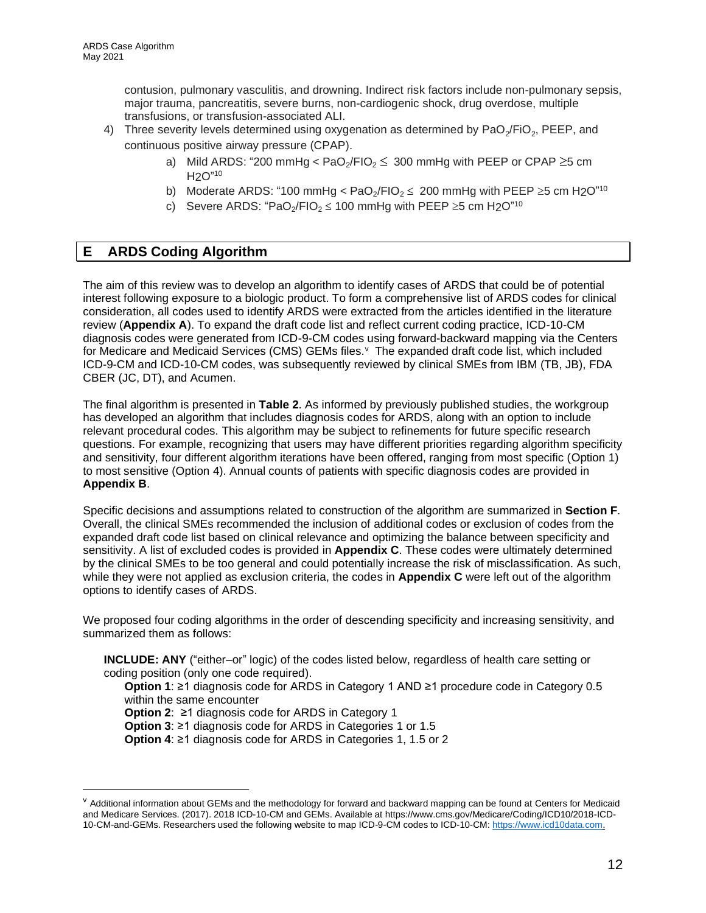contusion, pulmonary vasculitis, and drowning. Indirect risk factors include non-pulmonary sepsis, major trauma, pancreatitis, severe burns, non-cardiogenic shock, drug overdose, multiple transfusions, or transfusion-associated ALI.

4) Three severity levels determined using oxygenation as determined by $PaO_2/FiO_2$, PEEP, and continuous positive airway pressure (CPAP).
   a) Mild ARDS: "200 mmHg < $PaO_2/FIO_2 \leq$ 300 mmHg with PEEP or CPAP $\geq$5 cm $H_2O$"[10]
   b) Moderate ARDS: "100 mmHg < $PaO_2/FIO_2 \leq$ 200 mmHg with PEEP $\geq$5 cm $H_2O$"[10]
   c) Severe ARDS: "$PaO_2/FIO_2 \leq$ 100 mmHg with PEEP $\geq$5 cm $H_2O$"[10]

## E ARDS Coding Algorithm

The aim of this review was to develop an algorithm to identify cases of ARDS that could be of potential interest following exposure to a biologic product. To form a comprehensive list of ARDS codes for clinical consideration, all codes used to identify ARDS were extracted from the articles identified in the literature review (**Appendix A**). To expand the draft code list and reflect current coding practice, ICD-10-CM diagnosis codes were generated from ICD-9-CM codes using forward-backward mapping via the Centers for Medicare and Medicaid Services (CMS) GEMs files.[v] The expanded draft code list, which included ICD-9-CM and ICD-10-CM codes, was subsequently reviewed by clinical SMEs from IBM (TB, JB), FDA CBER (JC, DT), and Acumen.

The final algorithm is presented in **Table 2**. As informed by previously published studies, the workgroup has developed an algorithm that includes diagnosis codes for ARDS, along with an option to include relevant procedural codes. This algorithm may be subject to refinements for future specific research questions. For example, recognizing that users may have different priorities regarding algorithm specificity and sensitivity, four different algorithm iterations have been offered, ranging from most specific (Option 1) to most sensitive (Option 4). Annual counts of patients with specific diagnosis codes are provided in **Appendix B**.

Specific decisions and assumptions related to construction of the algorithm are summarized in **Section F**. Overall, the clinical SMEs recommended the inclusion of additional codes or exclusion of codes from the expanded draft code list based on clinical relevance and optimizing the balance between specificity and sensitivity. A list of excluded codes is provided in **Appendix C**. These codes were ultimately determined by the clinical SMEs to be too general and could potentially increase the risk of misclassification. As such, while they were not applied as exclusion criteria, the codes in **Appendix C** were left out of the algorithm options to identify cases of ARDS.

We proposed four coding algorithms in the order of descending specificity and increasing sensitivity, and summarized them as follows:

**INCLUDE: ANY** ("either–or" logic) of the codes listed below, regardless of health care setting or coding position (only one code required).

- **Option 1**: ≥1 diagnosis code for ARDS in Category 1 AND ≥1 procedure code in Category 0.5 within the same encounter
- **Option 2**: ≥1 diagnosis code for ARDS in Category 1
- **Option 3**: ≥1 diagnosis code for ARDS in Categories 1 or 1.5
- **Option 4**: ≥1 diagnosis code for ARDS in Categories 1, 1.5 or 2

---

[v] Additional information about GEMs and the methodology for forward and backward mapping can be found at Centers for Medicaid and Medicare Services. (2017). 2018 ICD-10-CM and GEMs. Available at https://www.cms.gov/Medicare/Coding/ICD10/2018-ICD-10-CM-and-GEMs. Researchers used the following website to map ICD-9-CM codes to ICD-10-CM: https://www.icd10data.com.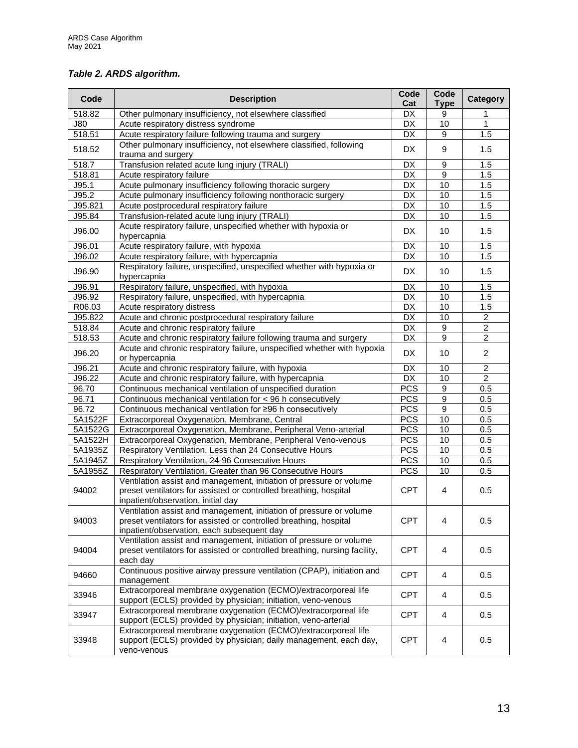***Table 2. ARDS algorithm.***

| Code | Description | Code Cat | Code Type | Category |
|---|---|---|---|---|
| 518.82 | Other pulmonary insufficiency, not elsewhere classified | DX | 9 | 1 |
| J80 | Acute respiratory distress syndrome | DX | 10 | 1 |
| 518.51 | Acute respiratory failure following trauma and surgery | DX | 9 | 1.5 |
| 518.52 | Other pulmonary insufficiency, not elsewhere classified, following trauma and surgery | DX | 9 | 1.5 |
| 518.7 | Transfusion related acute lung injury (TRALI) | DX | 9 | 1.5 |
| 518.81 | Acute respiratory failure | DX | 9 | 1.5 |
| J95.1 | Acute pulmonary insufficiency following thoracic surgery | DX | 10 | 1.5 |
| J95.2 | Acute pulmonary insufficiency following nonthoracic surgery | DX | 10 | 1.5 |
| J95.821 | Acute postprocedural respiratory failure | DX | 10 | 1.5 |
| J95.84 | Transfusion-related acute lung injury (TRALI) | DX | 10 | 1.5 |
| J96.00 | Acute respiratory failure, unspecified whether with hypoxia or hypercapnia | DX | 10 | 1.5 |
| J96.01 | Acute respiratory failure, with hypoxia | DX | 10 | 1.5 |
| J96.02 | Acute respiratory failure, with hypercapnia | DX | 10 | 1.5 |
| J96.90 | Respiratory failure, unspecified, unspecified whether with hypoxia or hypercapnia | DX | 10 | 1.5 |
| J96.91 | Respiratory failure, unspecified, with hypoxia | DX | 10 | 1.5 |
| J96.92 | Respiratory failure, unspecified, with hypercapnia | DX | 10 | 1.5 |
| R06.03 | Acute respiratory distress | DX | 10 | 1.5 |
| J95.822 | Acute and chronic postprocedural respiratory failure | DX | 10 | 2 |
| 518.84 | Acute and chronic respiratory failure | DX | 9 | 2 |
| 518.53 | Acute and chronic respiratory failure following trauma and surgery | DX | 9 | 2 |
| J96.20 | Acute and chronic respiratory failure, unspecified whether with hypoxia or hypercapnia | DX | 10 | 2 |
| J96.21 | Acute and chronic respiratory failure, with hypoxia | DX | 10 | 2 |
| J96.22 | Acute and chronic respiratory failure, with hypercapnia | DX | 10 | 2 |
| 96.70 | Continuous mechanical ventilation of unspecified duration | PCS | 9 | 0.5 |
| 96.71 | Continuous mechanical ventilation for < 96 h consecutively | PCS | 9 | 0.5 |
| 96.72 | Continuous mechanical ventilation for ≥96 h consecutively | PCS | 9 | 0.5 |
| 5A1522F | Extracorporeal Oxygenation, Membrane, Central | PCS | 10 | 0.5 |
| 5A1522G | Extracorporeal Oxygenation, Membrane, Peripheral Veno-arterial | PCS | 10 | 0.5 |
| 5A1522H | Extracorporeal Oxygenation, Membrane, Peripheral Veno-venous | PCS | 10 | 0.5 |
| 5A1935Z | Respiratory Ventilation, Less than 24 Consecutive Hours | PCS | 10 | 0.5 |
| 5A1945Z | Respiratory Ventilation, 24-96 Consecutive Hours | PCS | 10 | 0.5 |
| 5A1955Z | Respiratory Ventilation, Greater than 96 Consecutive Hours | PCS | 10 | 0.5 |
| 94002 | Ventilation assist and management, initiation of pressure or volume preset ventilators for assisted or controlled breathing, hospital inpatient/observation, initial day | CPT | 4 | 0.5 |
| 94003 | Ventilation assist and management, initiation of pressure or volume preset ventilators for assisted or controlled breathing, hospital inpatient/observation, each subsequent day | CPT | 4 | 0.5 |
| 94004 | Ventilation assist and management, initiation of pressure or volume preset ventilators for assisted or controlled breathing, nursing facility, each day | CPT | 4 | 0.5 |
| 94660 | Continuous positive airway pressure ventilation (CPAP), initiation and management | CPT | 4 | 0.5 |
| 33946 | Extracorporeal membrane oxygenation (ECMO)/extracorporeal life support (ECLS) provided by physician; initiation, veno-venous | CPT | 4 | 0.5 |
| 33947 | Extracorporeal membrane oxygenation (ECMO)/extracorporeal life support (ECLS) provided by physician; initiation, veno-arterial | CPT | 4 | 0.5 |
| 33948 | Extracorporeal membrane oxygenation (ECMO)/extracorporeal life support (ECLS) provided by physician; daily management, each day, veno-venous | CPT | 4 | 0.5 |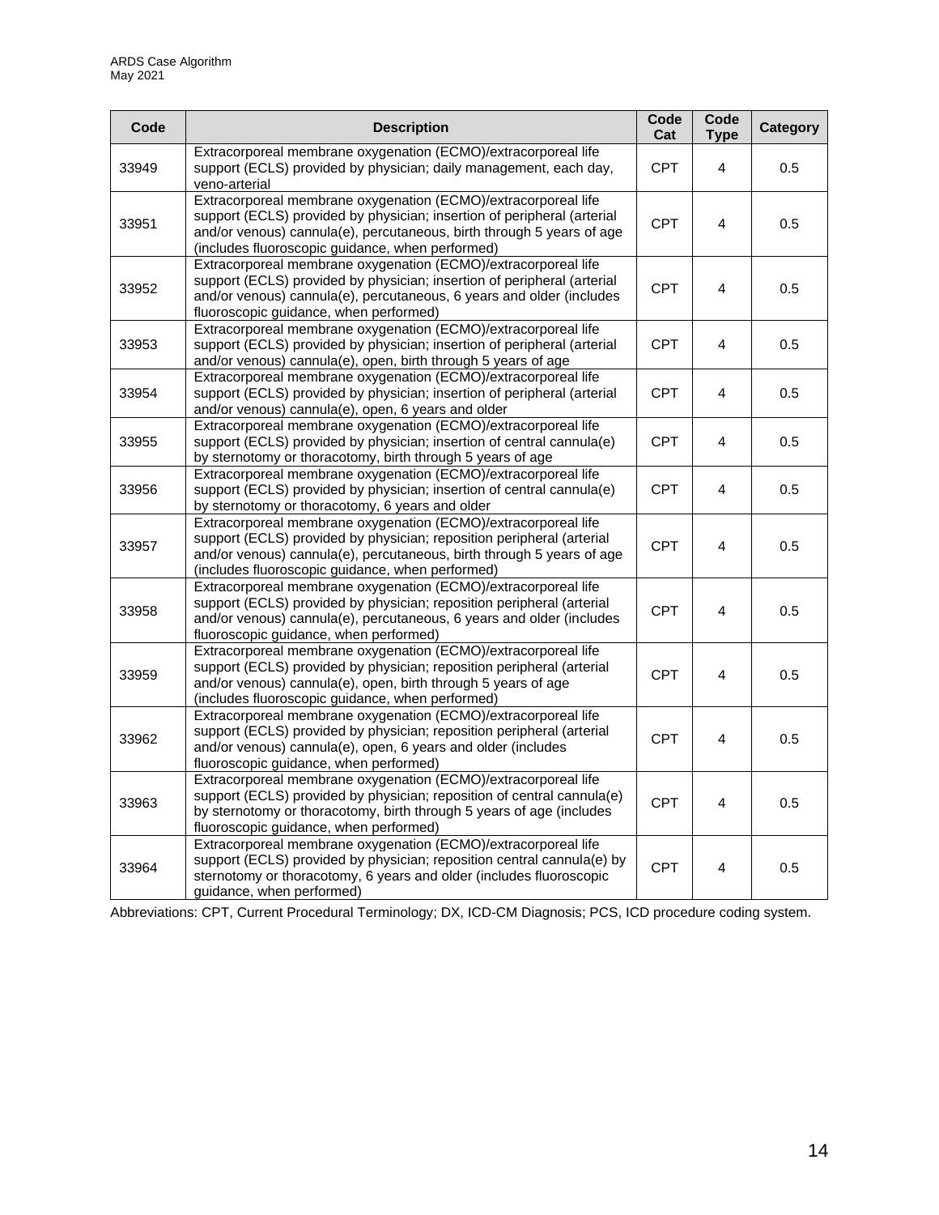| Code | Description | Code Cat | Code Type | Category |
|---|---|---|---|---|
| 33949 | Extracorporeal membrane oxygenation (ECMO)/extracorporeal life support (ECLS) provided by physician; daily management, each day, veno-arterial | CPT | 4 | 0.5 |
| 33951 | Extracorporeal membrane oxygenation (ECMO)/extracorporeal life support (ECLS) provided by physician; insertion of peripheral (arterial and/or venous) cannula(e), percutaneous, birth through 5 years of age (includes fluoroscopic guidance, when performed) | CPT | 4 | 0.5 |
| 33952 | Extracorporeal membrane oxygenation (ECMO)/extracorporeal life support (ECLS) provided by physician; insertion of peripheral (arterial and/or venous) cannula(e), percutaneous, 6 years and older (includes fluoroscopic guidance, when performed) | CPT | 4 | 0.5 |
| 33953 | Extracorporeal membrane oxygenation (ECMO)/extracorporeal life support (ECLS) provided by physician; insertion of peripheral (arterial and/or venous) cannula(e), open, birth through 5 years of age | CPT | 4 | 0.5 |
| 33954 | Extracorporeal membrane oxygenation (ECMO)/extracorporeal life support (ECLS) provided by physician; insertion of peripheral (arterial and/or venous) cannula(e), open, 6 years and older | CPT | 4 | 0.5 |
| 33955 | Extracorporeal membrane oxygenation (ECMO)/extracorporeal life support (ECLS) provided by physician; insertion of central cannula(e) by sternotomy or thoracotomy, birth through 5 years of age | CPT | 4 | 0.5 |
| 33956 | Extracorporeal membrane oxygenation (ECMO)/extracorporeal life support (ECLS) provided by physician; insertion of central cannula(e) by sternotomy or thoracotomy, 6 years and older | CPT | 4 | 0.5 |
| 33957 | Extracorporeal membrane oxygenation (ECMO)/extracorporeal life support (ECLS) provided by physician; reposition peripheral (arterial and/or venous) cannula(e), percutaneous, birth through 5 years of age (includes fluoroscopic guidance, when performed) | CPT | 4 | 0.5 |
| 33958 | Extracorporeal membrane oxygenation (ECMO)/extracorporeal life support (ECLS) provided by physician; reposition peripheral (arterial and/or venous) cannula(e), percutaneous, 6 years and older (includes fluoroscopic guidance, when performed) | CPT | 4 | 0.5 |
| 33959 | Extracorporeal membrane oxygenation (ECMO)/extracorporeal life support (ECLS) provided by physician; reposition peripheral (arterial and/or venous) cannula(e), open, birth through 5 years of age (includes fluoroscopic guidance, when performed) | CPT | 4 | 0.5 |
| 33962 | Extracorporeal membrane oxygenation (ECMO)/extracorporeal life support (ECLS) provided by physician; reposition peripheral (arterial and/or venous) cannula(e), open, 6 years and older (includes fluoroscopic guidance, when performed) | CPT | 4 | 0.5 |
| 33963 | Extracorporeal membrane oxygenation (ECMO)/extracorporeal life support (ECLS) provided by physician; reposition of central cannula(e) by sternotomy or thoracotomy, birth through 5 years of age (includes fluoroscopic guidance, when performed) | CPT | 4 | 0.5 |
| 33964 | Extracorporeal membrane oxygenation (ECMO)/extracorporeal life support (ECLS) provided by physician; reposition central cannula(e) by sternotomy or thoracotomy, 6 years and older (includes fluoroscopic guidance, when performed) | CPT | 4 | 0.5 |

Abbreviations: CPT, Current Procedural Terminology; DX, ICD-CM Diagnosis; PCS, ICD procedure coding system.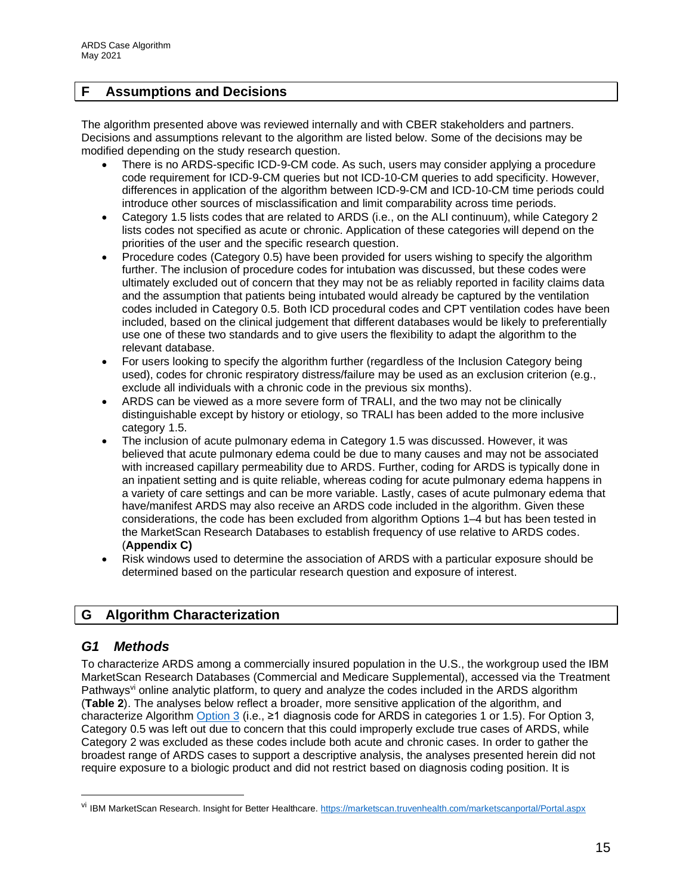## F Assumptions and Decisions

The algorithm presented above was reviewed internally and with CBER stakeholders and partners. Decisions and assumptions relevant to the algorithm are listed below. Some of the decisions may be modified depending on the study research question.

- There is no ARDS-specific ICD-9-CM code. As such, users may consider applying a procedure code requirement for ICD-9-CM queries but not ICD-10-CM queries to add specificity. However, differences in application of the algorithm between ICD-9-CM and ICD-10-CM time periods could introduce other sources of misclassification and limit comparability across time periods.
- Category 1.5 lists codes that are related to ARDS (i.e., on the ALI continuum), while Category 2 lists codes not specified as acute or chronic. Application of these categories will depend on the priorities of the user and the specific research question.
- Procedure codes (Category 0.5) have been provided for users wishing to specify the algorithm further. The inclusion of procedure codes for intubation was discussed, but these codes were ultimately excluded out of concern that they may not be as reliably reported in facility claims data and the assumption that patients being intubated would already be captured by the ventilation codes included in Category 0.5. Both ICD procedural codes and CPT ventilation codes have been included, based on the clinical judgement that different databases would be likely to preferentially use one of these two standards and to give users the flexibility to adapt the algorithm to the relevant database.
- For users looking to specify the algorithm further (regardless of the Inclusion Category being used), codes for chronic respiratory distress/failure may be used as an exclusion criterion (e.g., exclude all individuals with a chronic code in the previous six months).
- ARDS can be viewed as a more severe form of TRALI, and the two may not be clinically distinguishable except by history or etiology, so TRALI has been added to the more inclusive category 1.5.
- The inclusion of acute pulmonary edema in Category 1.5 was discussed. However, it was believed that acute pulmonary edema could be due to many causes and may not be associated with increased capillary permeability due to ARDS. Further, coding for ARDS is typically done in an inpatient setting and is quite reliable, whereas coding for acute pulmonary edema happens in a variety of care settings and can be more variable. Lastly, cases of acute pulmonary edema that have/manifest ARDS may also receive an ARDS code included in the algorithm. Given these considerations, the code has been excluded from algorithm Options 1–4 but has been tested in the MarketScan Research Databases to establish frequency of use relative to ARDS codes. (**Appendix C)**
- Risk windows used to determine the association of ARDS with a particular exposure should be determined based on the particular research question and exposure of interest.

## G Algorithm Characterization

### *G1 Methods*

To characterize ARDS among a commercially insured population in the U.S., the workgroup used the IBM MarketScan Research Databases (Commercial and Medicare Supplemental), accessed via the Treatment Pathways[vi] online analytic platform, to query and analyze the codes included in the ARDS algorithm (**Table 2**). The analyses below reflect a broader, more sensitive application of the algorithm, and characterize Algorithm Option 3 (i.e., ≥1 diagnosis code for ARDS in categories 1 or 1.5). For Option 3, Category 0.5 was left out due to concern that this could improperly exclude true cases of ARDS, while Category 2 was excluded as these codes include both acute and chronic cases. In order to gather the broadest range of ARDS cases to support a descriptive analysis, the analyses presented herein did not require exposure to a biologic product and did not restrict based on diagnosis coding position. It is

[vi] IBM MarketScan Research. Insight for Better Healthcare. https://marketscan.truvenhealth.com/marketscanportal/Portal.aspx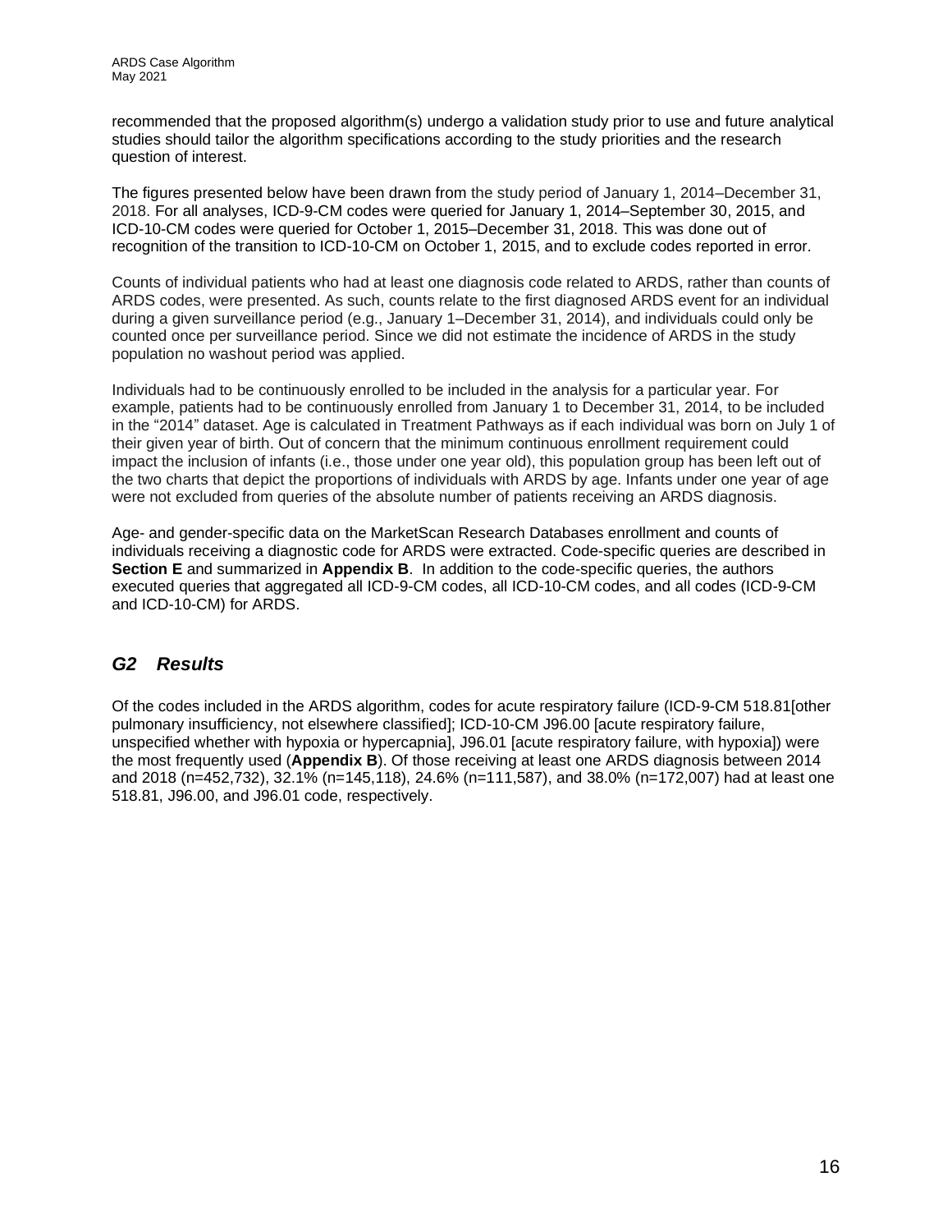recommended that the proposed algorithm(s) undergo a validation study prior to use and future analytical studies should tailor the algorithm specifications according to the study priorities and the research question of interest.

The figures presented below have been drawn from the study period of January 1, 2014–December 31, 2018. For all analyses, ICD-9-CM codes were queried for January 1, 2014–September 30, 2015, and ICD-10-CM codes were queried for October 1, 2015–December 31, 2018. This was done out of recognition of the transition to ICD-10-CM on October 1, 2015, and to exclude codes reported in error.

Counts of individual patients who had at least one diagnosis code related to ARDS, rather than counts of ARDS codes, were presented. As such, counts relate to the first diagnosed ARDS event for an individual during a given surveillance period (e.g., January 1–December 31, 2014), and individuals could only be counted once per surveillance period. Since we did not estimate the incidence of ARDS in the study population no washout period was applied.

Individuals had to be continuously enrolled to be included in the analysis for a particular year. For example, patients had to be continuously enrolled from January 1 to December 31, 2014, to be included in the "2014" dataset. Age is calculated in Treatment Pathways as if each individual was born on July 1 of their given year of birth. Out of concern that the minimum continuous enrollment requirement could impact the inclusion of infants (i.e., those under one year old), this population group has been left out of the two charts that depict the proportions of individuals with ARDS by age. Infants under one year of age were not excluded from queries of the absolute number of patients receiving an ARDS diagnosis.

Age- and gender-specific data on the MarketScan Research Databases enrollment and counts of individuals receiving a diagnostic code for ARDS were extracted. Code-specific queries are described in **Section E** and summarized in **Appendix B**. In addition to the code-specific queries, the authors executed queries that aggregated all ICD-9-CM codes, all ICD-10-CM codes, and all codes (ICD-9-CM and ICD-10-CM) for ARDS.

## *G2 Results*

Of the codes included in the ARDS algorithm, codes for acute respiratory failure (ICD-9-CM 518.81[other pulmonary insufficiency, not elsewhere classified]; ICD-10-CM J96.00 [acute respiratory failure, unspecified whether with hypoxia or hypercapnia], J96.01 [acute respiratory failure, with hypoxia]) were the most frequently used (**Appendix B**). Of those receiving at least one ARDS diagnosis between 2014 and 2018 (n=452,732), 32.1% (n=145,118), 24.6% (n=111,587), and 38.0% (n=172,007) had at least one 518.81, J96.00, and J96.01 code, respectively.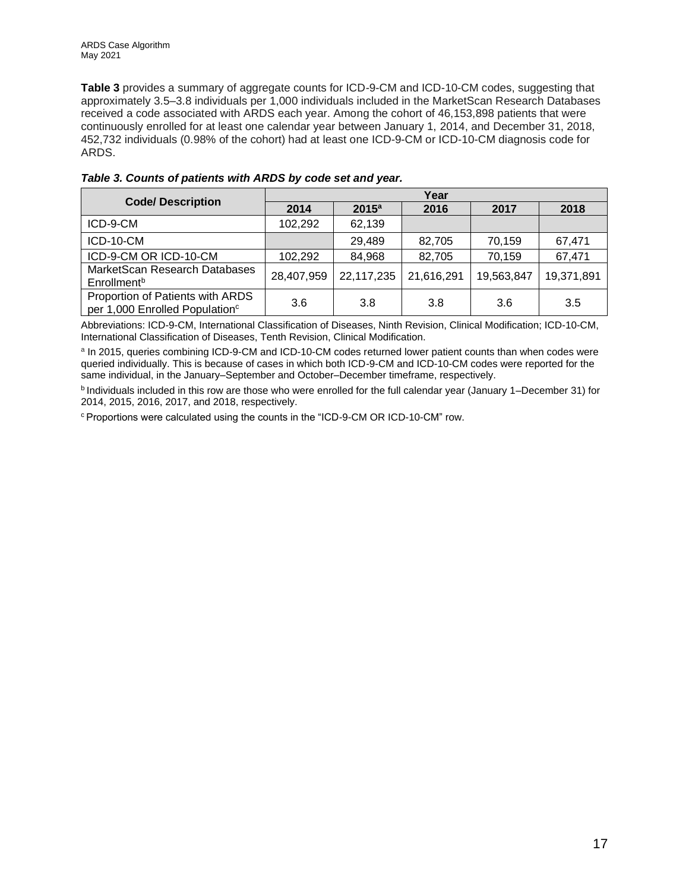**Table 3** provides a summary of aggregate counts for ICD-9-CM and ICD-10-CM codes, suggesting that approximately 3.5–3.8 individuals per 1,000 individuals included in the MarketScan Research Databases received a code associated with ARDS each year. Among the cohort of 46,153,898 patients that were continuously enrolled for at least one calendar year between January 1, 2014, and December 31, 2018, 452,732 individuals (0.98% of the cohort) had at least one ICD-9-CM or ICD-10-CM diagnosis code for ARDS.

***Table 3. Counts of patients with ARDS by code set and year.***

| Code/ Description | Year | | | | |
|---|---|---|---|---|---|
| | 2014 | 2015[a] | 2016 | 2017 | 2018 |
| ICD-9-CM | 102,292 | 62,139 | | | |
| ICD-10-CM | | 29,489 | 82,705 | 70,159 | 67,471 |
| ICD-9-CM OR ICD-10-CM | 102,292 | 84,968 | 82,705 | 70,159 | 67,471 |
| MarketScan Research Databases Enrollment[b] | 28,407,959 | 22,117,235 | 21,616,291 | 19,563,847 | 19,371,891 |
| Proportion of Patients with ARDS per 1,000 Enrolled Population[c] | 3.6 | 3.8 | 3.8 | 3.6 | 3.5 |

Abbreviations: ICD-9-CM, International Classification of Diseases, Ninth Revision, Clinical Modification; ICD-10-CM, International Classification of Diseases, Tenth Revision, Clinical Modification.

[a] In 2015, queries combining ICD-9-CM and ICD-10-CM codes returned lower patient counts than when codes were queried individually. This is because of cases in which both ICD-9-CM and ICD-10-CM codes were reported for the same individual, in the January–September and October–December timeframe, respectively.

[b] Individuals included in this row are those who were enrolled for the full calendar year (January 1–December 31) for 2014, 2015, 2016, 2017, and 2018, respectively.

[c] Proportions were calculated using the counts in the "ICD-9-CM OR ICD-10-CM" row.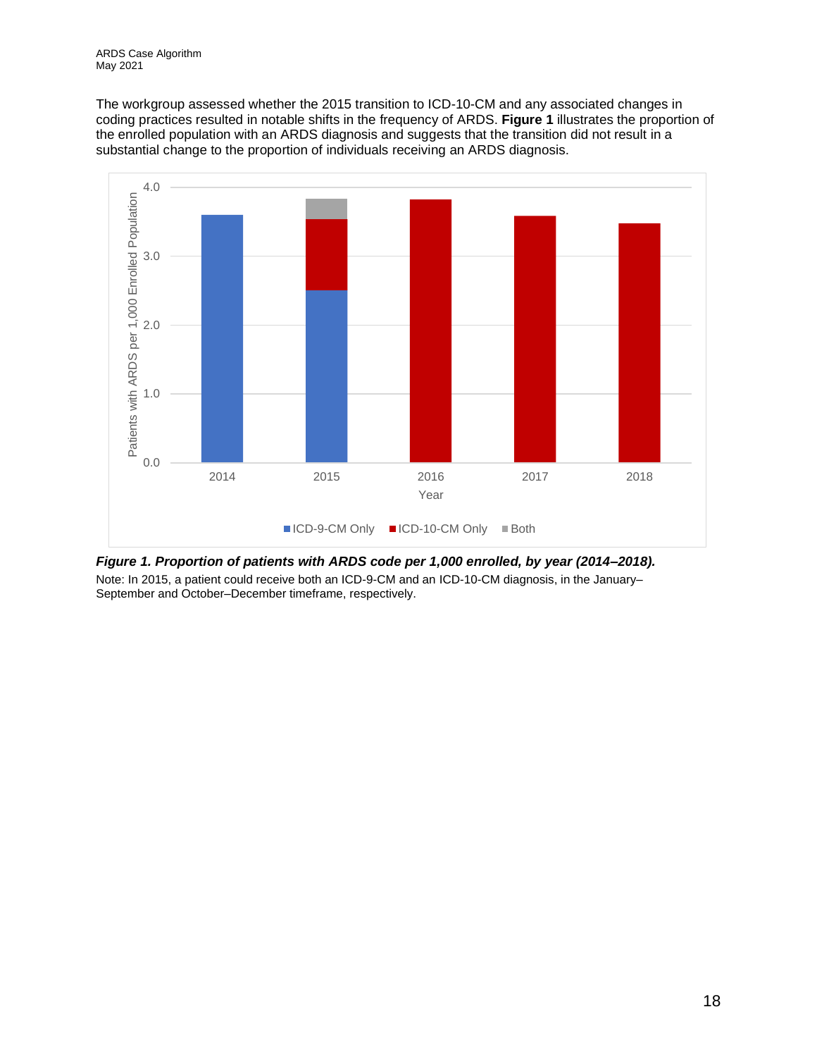The workgroup assessed whether the 2015 transition to ICD-10-CM and any associated changes in coding practices resulted in notable shifts in the frequency of ARDS. **Figure 1** illustrates the proportion of the enrolled population with an ARDS diagnosis and suggests that the transition did not result in a substantial change to the proportion of individuals receiving an ARDS diagnosis.

***Figure 1. Proportion of patients with ARDS code per 1,000 enrolled, by year (2014–2018).***

Note: In 2015, a patient could receive both an ICD-9-CM and an ICD-10-CM diagnosis, in the January–September and October–December timeframe, respectively.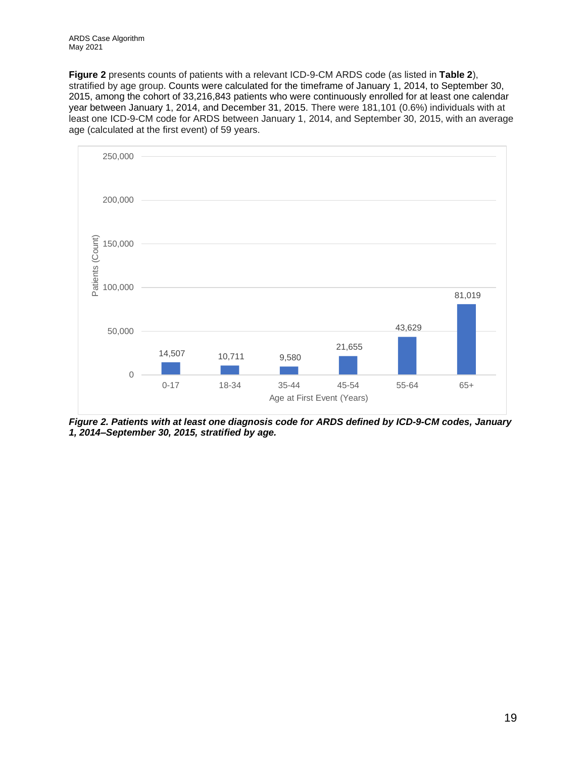**Figure 2** presents counts of patients with a relevant ICD-9-CM ARDS code (as listed in **Table 2**), stratified by age group. Counts were calculated for the timeframe of January 1, 2014, to September 30, 2015, among the cohort of 33,216,843 patients who were continuously enrolled for at least one calendar year between January 1, 2014, and December 31, 2015. There were 181,101 (0.6%) individuals with at least one ICD-9-CM code for ARDS between January 1, 2014, and September 30, 2015, with an average age (calculated at the first event) of 59 years.

| Age at First Event (Years) | Patients (Count) |
| --- | --- |
| 0-17 | 14,507 |
| 18-34 | 10,711 |
| 35-44 | 9,580 |
| 45-54 | 21,655 |
| 55-64 | 43,629 |
| 65+ | 81,019 |

***Figure 2. Patients with at least one diagnosis code for ARDS defined by ICD-9-CM codes, January 1, 2014–September 30, 2015, stratified by age.***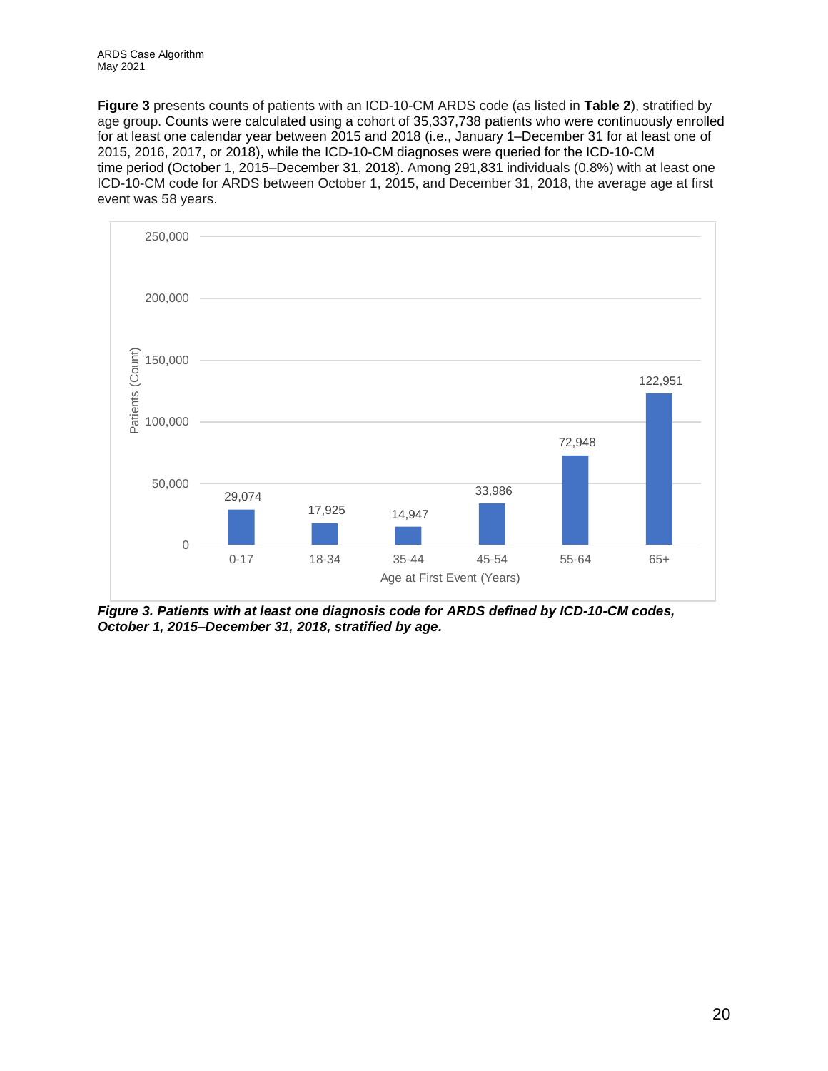**Figure 3** presents counts of patients with an ICD-10-CM ARDS code (as listed in **Table 2**), stratified by age group. Counts were calculated using a cohort of 35,337,738 patients who were continuously enrolled for at least one calendar year between 2015 and 2018 (i.e., January 1–December 31 for at least one of 2015, 2016, 2017, or 2018), while the ICD-10-CM diagnoses were queried for the ICD-10-CM time period (October 1, 2015–December 31, 2018). Among 291,831 individuals (0.8%) with at least one ICD-10-CM code for ARDS between October 1, 2015, and December 31, 2018, the average age at first event was 58 years.

| Age at First Event (Years) | Patients (Count) |
|---|---|
| 0-17 | 29,074 |
| 18-34 | 17,925 |
| 35-44 | 14,947 |
| 45-54 | 33,986 |
| 55-64 | 72,948 |
| 65+ | 122,951 |

***Figure 3. Patients with at least one diagnosis code for ARDS defined by ICD-10-CM codes, October 1, 2015–December 31, 2018, stratified by age.***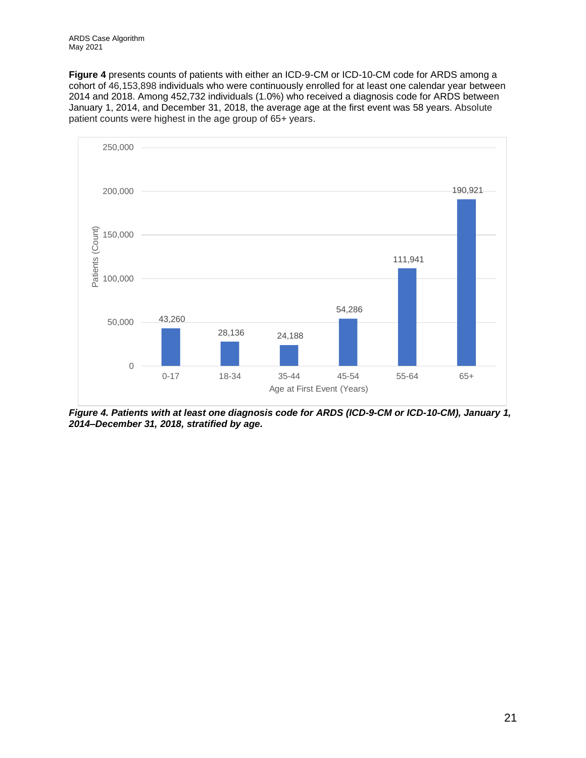**Figure 4** presents counts of patients with either an ICD-9-CM or ICD-10-CM code for ARDS among a cohort of 46,153,898 individuals who were continuously enrolled for at least one calendar year between 2014 and 2018. Among 452,732 individuals (1.0%) who received a diagnosis code for ARDS between January 1, 2014, and December 31, 2018, the average age at the first event was 58 years. Absolute patient counts were highest in the age group of 65+ years.

| Age at First Event (Years) | Patients (Count) |
| --- | --- |
| 0-17 | 43,260 |
| 18-34 | 28,136 |
| 35-44 | 24,188 |
| 45-54 | 54,286 |
| 55-64 | 111,941 |
| 65+ | 190,921 |

***Figure 4. Patients with at least one diagnosis code for ARDS (ICD-9-CM or ICD-10-CM), January 1, 2014–December 31, 2018, stratified by age.***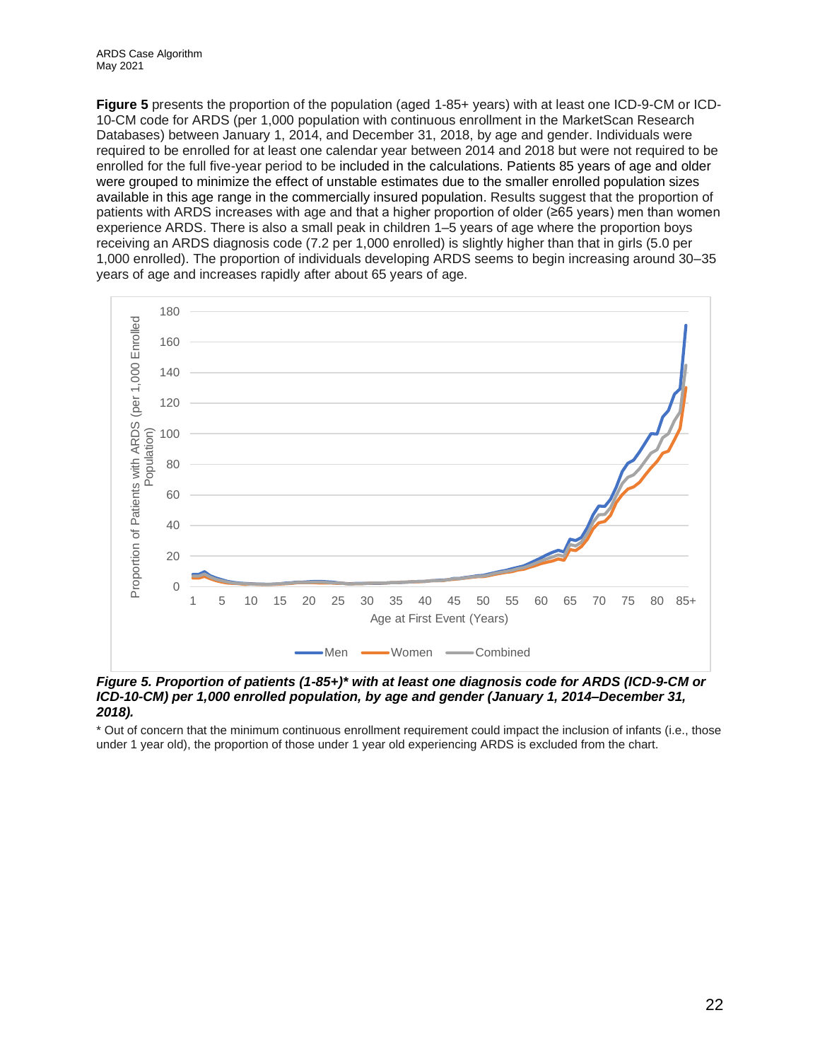**Figure 5** presents the proportion of the population (aged 1-85+ years) with at least one ICD-9-CM or ICD-10-CM code for ARDS (per 1,000 population with continuous enrollment in the MarketScan Research Databases) between January 1, 2014, and December 31, 2018, by age and gender. Individuals were required to be enrolled for at least one calendar year between 2014 and 2018 but were not required to be enrolled for the full five-year period to be included in the calculations. Patients 85 years of age and older were grouped to minimize the effect of unstable estimates due to the smaller enrolled population sizes available in this age range in the commercially insured population. Results suggest that the proportion of patients with ARDS increases with age and that a higher proportion of older (≥65 years) men than women experience ARDS. There is also a small peak in children 1–5 years of age where the proportion boys receiving an ARDS diagnosis code (7.2 per 1,000 enrolled) is slightly higher than that in girls (5.0 per 1,000 enrolled). The proportion of individuals developing ARDS seems to begin increasing around 30–35 years of age and increases rapidly after about 65 years of age.

***Figure 5. Proportion of patients (1-85+)\* with at least one diagnosis code for ARDS (ICD-9-CM or ICD-10-CM) per 1,000 enrolled population, by age and gender (January 1, 2014–December 31, 2018).***

\* Out of concern that the minimum continuous enrollment requirement could impact the inclusion of infants (i.e., those under 1 year old), the proportion of those under 1 year old experiencing ARDS is excluded from the chart.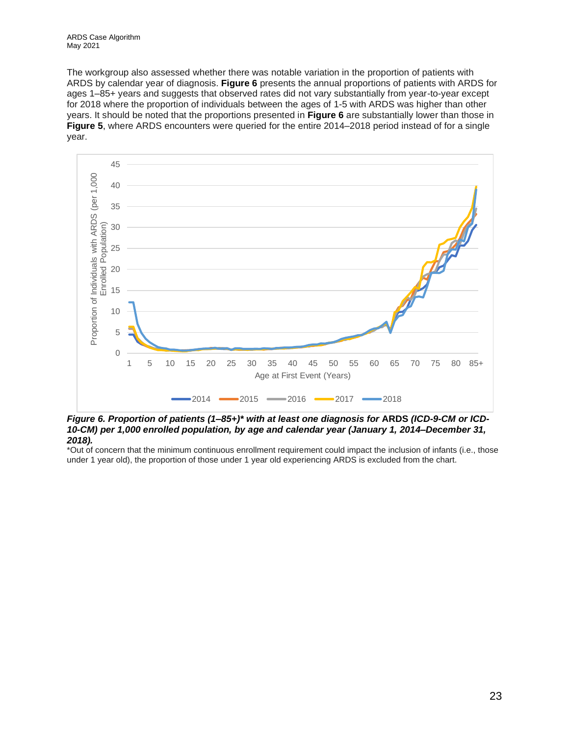The workgroup also assessed whether there was notable variation in the proportion of patients with ARDS by calendar year of diagnosis. **Figure 6** presents the annual proportions of patients with ARDS for ages 1–85+ years and suggests that observed rates did not vary substantially from year-to-year except for 2018 where the proportion of individuals between the ages of 1-5 with ARDS was higher than other years. It should be noted that the proportions presented in **Figure 6** are substantially lower than those in **Figure 5**, where ARDS encounters were queried for the entire 2014–2018 period instead of for a single year.

***Figure 6. Proportion of patients (1–85+)\* with at least one diagnosis for* ARDS *(ICD-9-CM or ICD-10-CM) per 1,000 enrolled population, by age and calendar year (January 1, 2014–December 31, 2018).***

\*Out of concern that the minimum continuous enrollment requirement could impact the inclusion of infants (i.e., those under 1 year old), the proportion of those under 1 year old experiencing ARDS is excluded from the chart.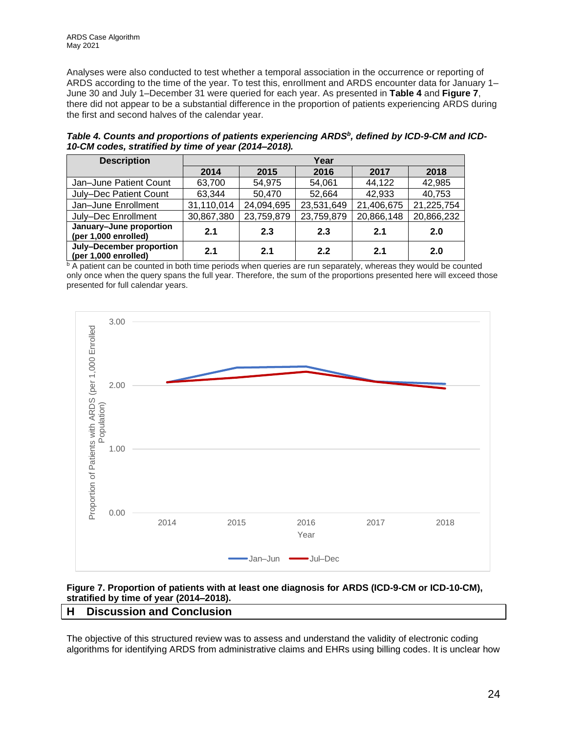Analyses were also conducted to test whether a temporal association in the occurrence or reporting of ARDS according to the time of the year. To test this, enrollment and ARDS encounter data for January 1–June 30 and July 1–December 31 were queried for each year. As presented in **Table 4** and **Figure 7**, there did not appear to be a substantial difference in the proportion of patients experiencing ARDS during the first and second halves of the calendar year.

***Table 4. Counts and proportions of patients experiencing ARDS[b], defined by ICD-9-CM and ICD-10-CM codes, stratified by time of year (2014–2018).***

| Description | Year | | | | |
|---|---|---|---|---|---|
| | **2014** | **2015** | **2016** | **2017** | **2018** |
| Jan–June Patient Count | 63,700 | 54,975 | 54,061 | 44,122 | 42,985 |
| July–Dec Patient Count | 63,344 | 50,470 | 52,664 | 42,933 | 40,753 |
| Jan–June Enrollment | 31,110,014 | 24,094,695 | 23,531,649 | 21,406,675 | 21,225,754 |
| July–Dec Enrollment | 30,867,380 | 23,759,879 | 23,759,879 | 20,866,148 | 20,866,232 |
| **January–June proportion (per 1,000 enrolled)** | **2.1** | **2.3** | **2.3** | **2.1** | **2.0** |
| **July–December proportion (per 1,000 enrolled)** | **2.1** | **2.1** | **2.2** | **2.1** | **2.0** |

[b] A patient can be counted in both time periods when queries are run separately, whereas they would be counted only once when the query spans the full year. Therefore, the sum of the proportions presented here will exceed those presented for full calendar years.

**Figure 7. Proportion of patients with at least one diagnosis for ARDS (ICD-9-CM or ICD-10-CM), stratified by time of year (2014–2018).**

## H Discussion and Conclusion

The objective of this structured review was to assess and understand the validity of electronic coding algorithms for identifying ARDS from administrative claims and EHRs using billing codes. It is unclear how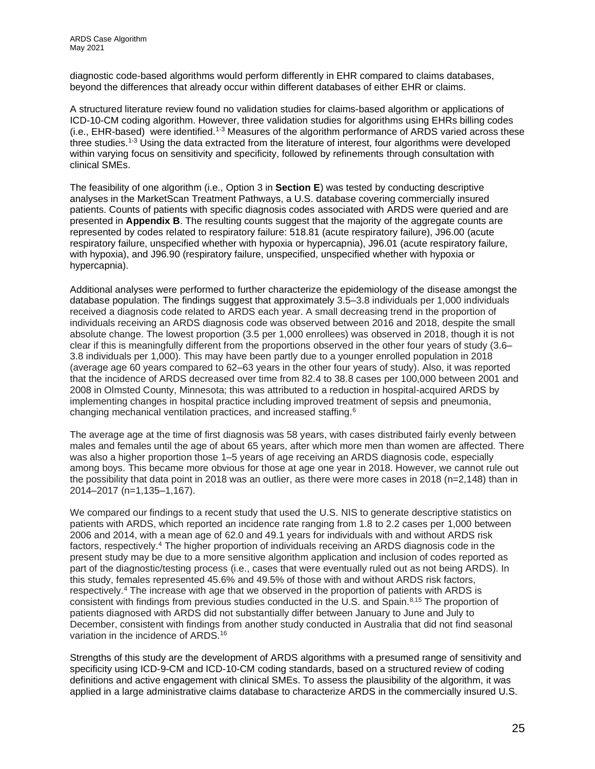diagnostic code-based algorithms would perform differently in EHR compared to claims databases, beyond the differences that already occur within different databases of either EHR or claims.

A structured literature review found no validation studies for claims-based algorithm or applications of ICD-10-CM coding algorithm. However, three validation studies for algorithms using EHRs billing codes (i.e., EHR-based) were identified.[1-3] Measures of the algorithm performance of ARDS varied across these three studies.[1-3] Using the data extracted from the literature of interest, four algorithms were developed within varying focus on sensitivity and specificity, followed by refinements through consultation with clinical SMEs.

The feasibility of one algorithm (i.e., Option 3 in **Section E**) was tested by conducting descriptive analyses in the MarketScan Treatment Pathways, a U.S. database covering commercially insured patients. Counts of patients with specific diagnosis codes associated with ARDS were queried and are presented in **Appendix B**. The resulting counts suggest that the majority of the aggregate counts are represented by codes related to respiratory failure: 518.81 (acute respiratory failure), J96.00 (acute respiratory failure, unspecified whether with hypoxia or hypercapnia), J96.01 (acute respiratory failure, with hypoxia), and J96.90 (respiratory failure, unspecified, unspecified whether with hypoxia or hypercapnia).

Additional analyses were performed to further characterize the epidemiology of the disease amongst the database population. The findings suggest that approximately 3.5–3.8 individuals per 1,000 individuals received a diagnosis code related to ARDS each year. A small decreasing trend in the proportion of individuals receiving an ARDS diagnosis code was observed between 2016 and 2018, despite the small absolute change. The lowest proportion (3.5 per 1,000 enrollees) was observed in 2018, though it is not clear if this is meaningfully different from the proportions observed in the other four years of study (3.6–3.8 individuals per 1,000). This may have been partly due to a younger enrolled population in 2018 (average age 60 years compared to 62–63 years in the other four years of study). Also, it was reported that the incidence of ARDS decreased over time from 82.4 to 38.8 cases per 100,000 between 2001 and 2008 in Olmsted County, Minnesota; this was attributed to a reduction in hospital-acquired ARDS by implementing changes in hospital practice including improved treatment of sepsis and pneumonia, changing mechanical ventilation practices, and increased staffing.[6]

The average age at the time of first diagnosis was 58 years, with cases distributed fairly evenly between males and females until the age of about 65 years, after which more men than women are affected. There was also a higher proportion those 1–5 years of age receiving an ARDS diagnosis code, especially among boys. This became more obvious for those at age one year in 2018. However, we cannot rule out the possibility that data point in 2018 was an outlier, as there were more cases in 2018 (n=2,148) than in 2014–2017 (n=1,135–1,167).

We compared our findings to a recent study that used the U.S. NIS to generate descriptive statistics on patients with ARDS, which reported an incidence rate ranging from 1.8 to 2.2 cases per 1,000 between 2006 and 2014, with a mean age of 62.0 and 49.1 years for individuals with and without ARDS risk factors, respectively.[4] The higher proportion of individuals receiving an ARDS diagnosis code in the present study may be due to a more sensitive algorithm application and inclusion of codes reported as part of the diagnostic/testing process (i.e., cases that were eventually ruled out as not being ARDS). In this study, females represented 45.6% and 49.5% of those with and without ARDS risk factors, respectively.[4] The increase with age that we observed in the proportion of patients with ARDS is consistent with findings from previous studies conducted in the U.S. and Spain.[8,15] The proportion of patients diagnosed with ARDS did not substantially differ between January to June and July to December, consistent with findings from another study conducted in Australia that did not find seasonal variation in the incidence of ARDS.[16]

Strengths of this study are the development of ARDS algorithms with a presumed range of sensitivity and specificity using ICD-9-CM and ICD-10-CM coding standards, based on a structured review of coding definitions and active engagement with clinical SMEs. To assess the plausibility of the algorithm, it was applied in a large administrative claims database to characterize ARDS in the commercially insured U.S.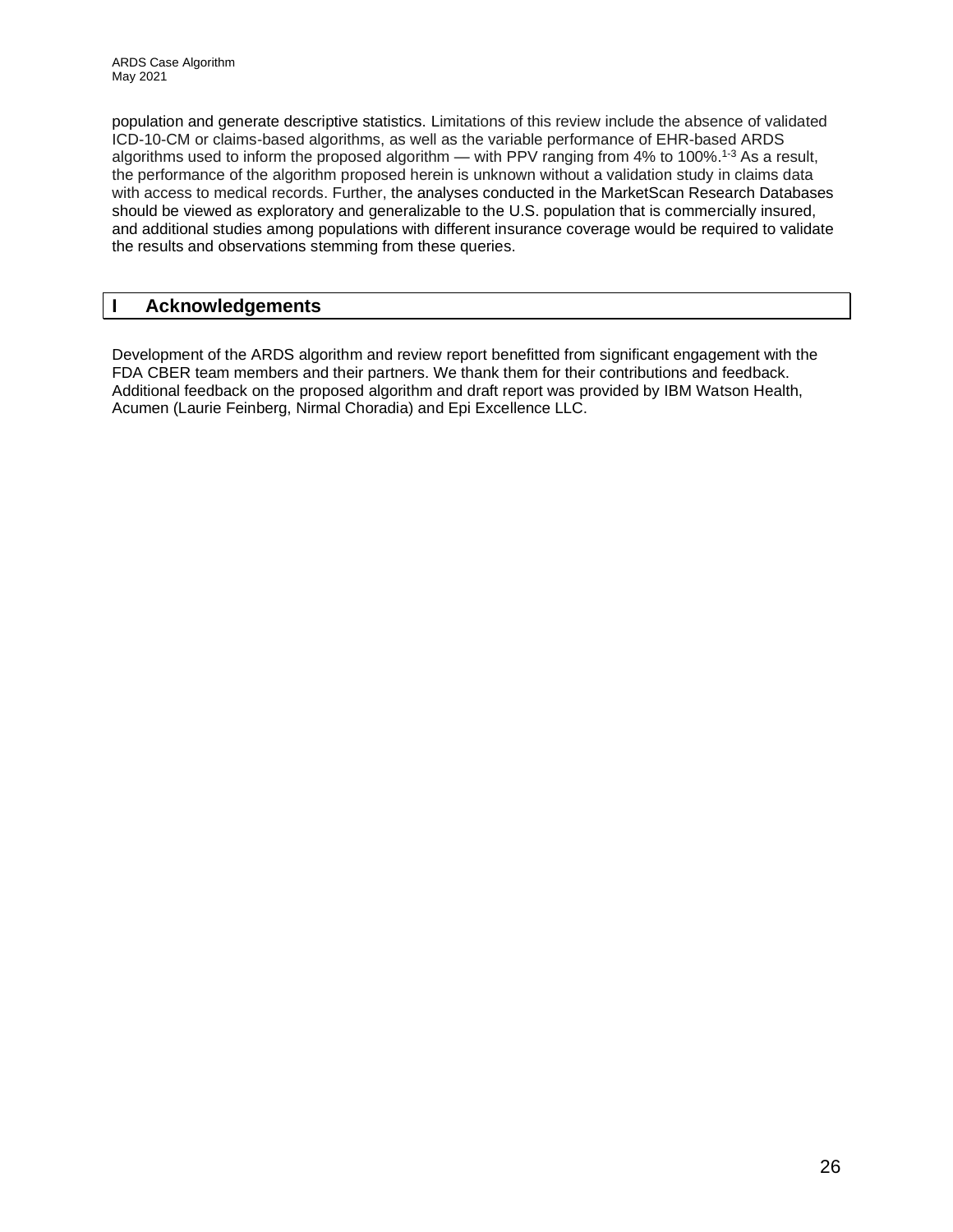population and generate descriptive statistics. Limitations of this review include the absence of validated ICD-10-CM or claims-based algorithms, as well as the variable performance of EHR-based ARDS algorithms used to inform the proposed algorithm — with PPV ranging from 4% to 100%.[1-3] As a result, the performance of the algorithm proposed herein is unknown without a validation study in claims data with access to medical records. Further, the analyses conducted in the MarketScan Research Databases should be viewed as exploratory and generalizable to the U.S. population that is commercially insured, and additional studies among populations with different insurance coverage would be required to validate the results and observations stemming from these queries.

## I Acknowledgements

Development of the ARDS algorithm and review report benefitted from significant engagement with the FDA CBER team members and their partners. We thank them for their contributions and feedback. Additional feedback on the proposed algorithm and draft report was provided by IBM Watson Health, Acumen (Laurie Feinberg, Nirmal Choradia) and Epi Excellence LLC.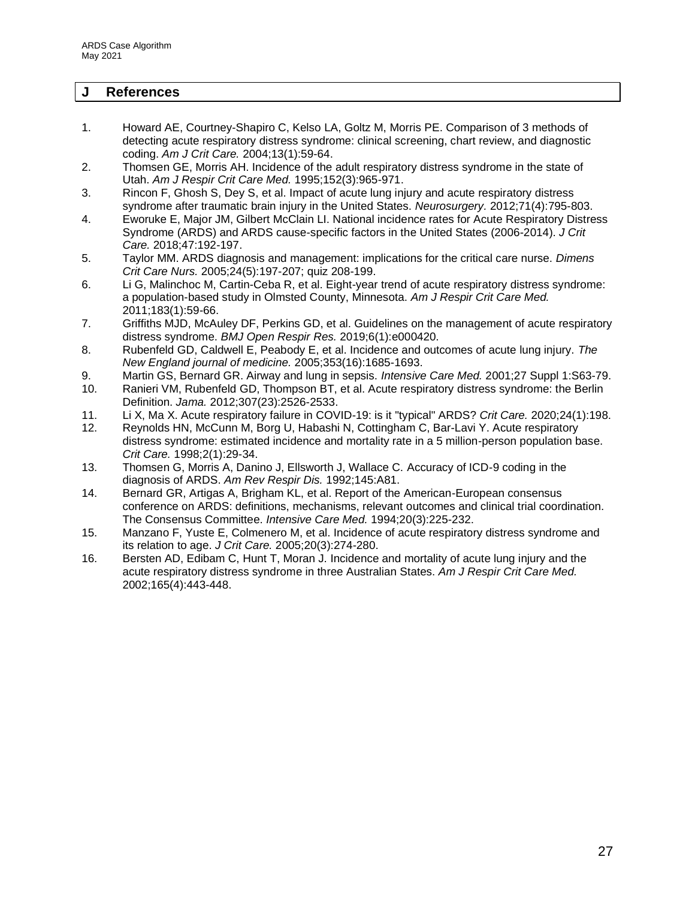## J References

1. Howard AE, Courtney-Shapiro C, Kelso LA, Goltz M, Morris PE. Comparison of 3 methods of detecting acute respiratory distress syndrome: clinical screening, chart review, and diagnostic coding. *Am J Crit Care.* 2004;13(1):59-64.
2. Thomsen GE, Morris AH. Incidence of the adult respiratory distress syndrome in the state of Utah. *Am J Respir Crit Care Med.* 1995;152(3):965-971.
3. Rincon F, Ghosh S, Dey S, et al. Impact of acute lung injury and acute respiratory distress syndrome after traumatic brain injury in the United States. *Neurosurgery.* 2012;71(4):795-803.
4. Eworuke E, Major JM, Gilbert McClain LI. National incidence rates for Acute Respiratory Distress Syndrome (ARDS) and ARDS cause-specific factors in the United States (2006-2014). *J Crit Care.* 2018;47:192-197.
5. Taylor MM. ARDS diagnosis and management: implications for the critical care nurse. *Dimens Crit Care Nurs.* 2005;24(5):197-207; quiz 208-199.
6. Li G, Malinchoc M, Cartin-Ceba R, et al. Eight-year trend of acute respiratory distress syndrome: a population-based study in Olmsted County, Minnesota. *Am J Respir Crit Care Med.* 2011;183(1):59-66.
7. Griffiths MJD, McAuley DF, Perkins GD, et al. Guidelines on the management of acute respiratory distress syndrome. *BMJ Open Respir Res.* 2019;6(1):e000420.
8. Rubenfeld GD, Caldwell E, Peabody E, et al. Incidence and outcomes of acute lung injury. *The New England journal of medicine.* 2005;353(16):1685-1693.
9. Martin GS, Bernard GR. Airway and lung in sepsis. *Intensive Care Med.* 2001;27 Suppl 1:S63-79.
10. Ranieri VM, Rubenfeld GD, Thompson BT, et al. Acute respiratory distress syndrome: the Berlin Definition. *Jama.* 2012;307(23):2526-2533.
11. Li X, Ma X. Acute respiratory failure in COVID-19: is it "typical" ARDS? *Crit Care.* 2020;24(1):198.
12. Reynolds HN, McCunn M, Borg U, Habashi N, Cottingham C, Bar-Lavi Y. Acute respiratory distress syndrome: estimated incidence and mortality rate in a 5 million-person population base. *Crit Care.* 1998;2(1):29-34.
13. Thomsen G, Morris A, Danino J, Ellsworth J, Wallace C. Accuracy of ICD-9 coding in the diagnosis of ARDS. *Am Rev Respir Dis.* 1992;145:A81.
14. Bernard GR, Artigas A, Brigham KL, et al. Report of the American-European consensus conference on ARDS: definitions, mechanisms, relevant outcomes and clinical trial coordination. The Consensus Committee. *Intensive Care Med.* 1994;20(3):225-232.
15. Manzano F, Yuste E, Colmenero M, et al. Incidence of acute respiratory distress syndrome and its relation to age. *J Crit Care.* 2005;20(3):274-280.
16. Bersten AD, Edibam C, Hunt T, Moran J. Incidence and mortality of acute lung injury and the acute respiratory distress syndrome in three Australian States. *Am J Respir Crit Care Med.* 2002;165(4):443-448.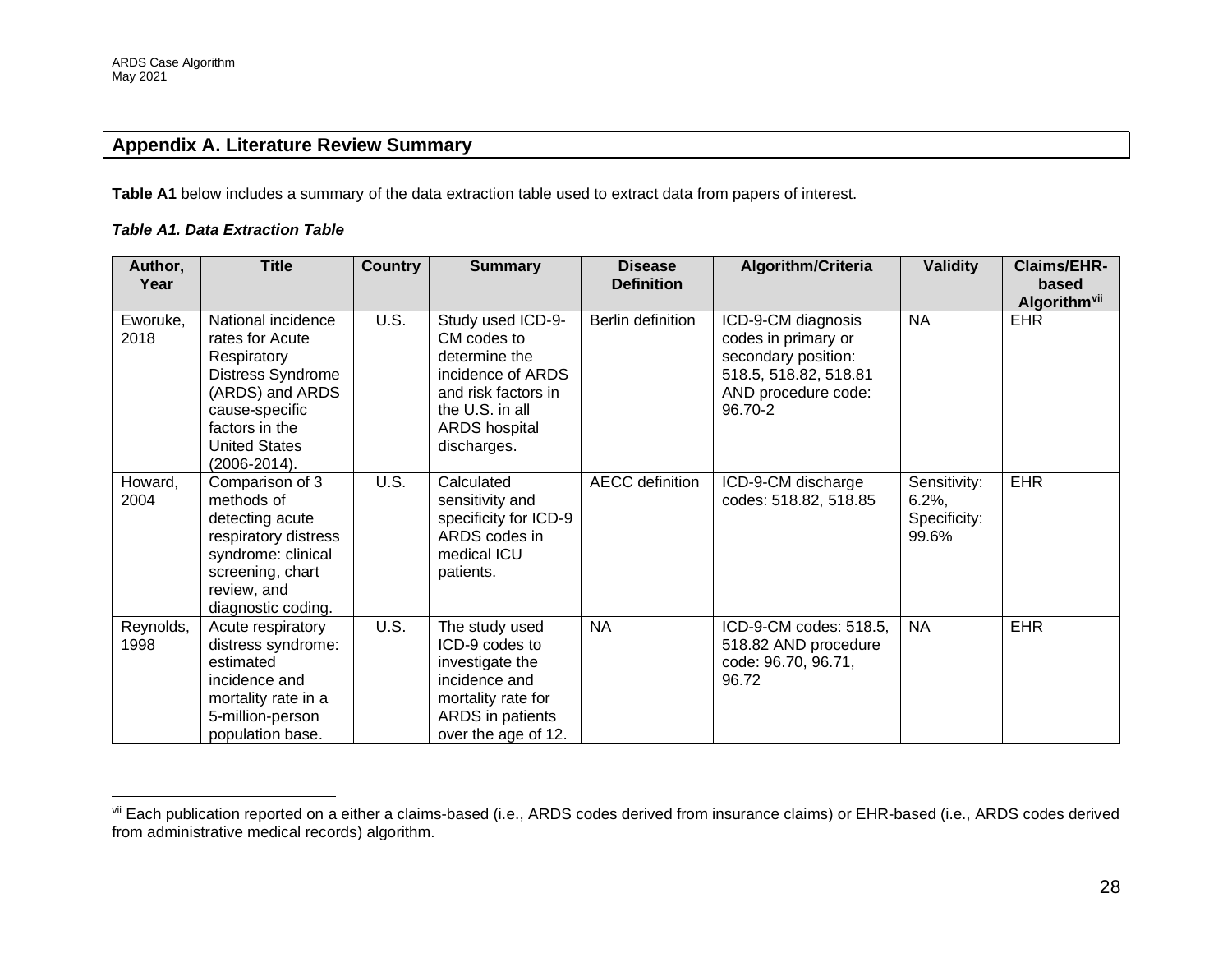## Appendix A. Literature Review Summary

**Table A1** below includes a summary of the data extraction table used to extract data from papers of interest.

***Table A1. Data Extraction Table***

| Author, Year | Title | Country | Summary | Disease Definition | Algorithm/Criteria | Validity | Claims/EHR-based Algorithm[vii] |
|---|---|---|---|---|---|---|---|
| Eworuke, 2018 | National incidence rates for Acute Respiratory Distress Syndrome (ARDS) and ARDS cause-specific factors in the United States (2006-2014). | U.S. | Study used ICD-9-CM codes to determine the incidence of ARDS and risk factors in the U.S. in all ARDS hospital discharges. | Berlin definition | ICD-9-CM diagnosis codes in primary or secondary position: 518.5, 518.82, 518.81 AND procedure code: 96.70-2 | NA | EHR |
| Howard, 2004 | Comparison of 3 methods of detecting acute respiratory distress syndrome: clinical screening, chart review, and diagnostic coding. | U.S. | Calculated sensitivity and specificity for ICD-9 ARDS codes in medical ICU patients. | AECC definition | ICD-9-CM discharge codes: 518.82, 518.85 | Sensitivity: 6.2%, Specificity: 99.6% | EHR |
| Reynolds, 1998 | Acute respiratory distress syndrome: estimated incidence and mortality rate in a 5-million-person population base. | U.S. | The study used ICD-9 codes to investigate the incidence and mortality rate for ARDS in patients over the age of 12. | NA | ICD-9-CM codes: 518.5, 518.82 AND procedure code: 96.70, 96.71, 96.72 | NA | EHR |

[vii] Each publication reported on a either a claims-based (i.e., ARDS codes derived from insurance claims) or EHR-based (i.e., ARDS codes derived from administrative medical records) algorithm.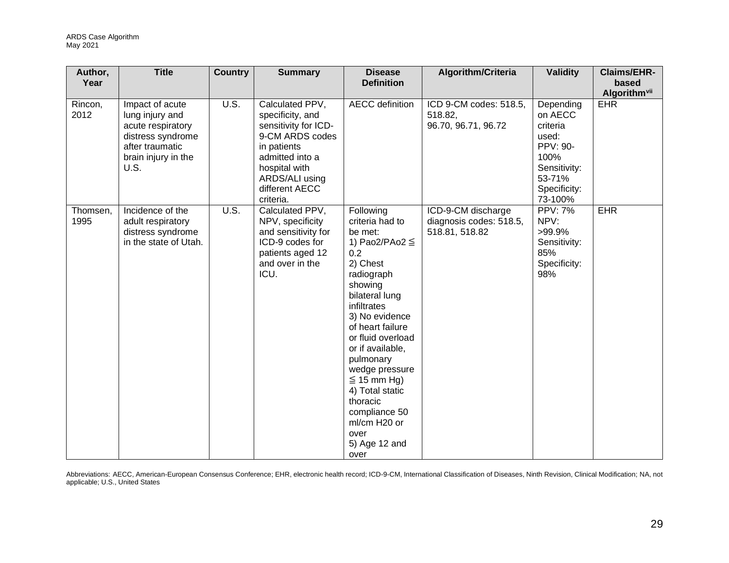| Author, Year | Title | Country | Summary | Disease Definition | Algorithm/Criteria | Validity | Claims/EHR-based Algorithm[vii] |
|---|---|---|---|---|---|---|---|
| Rincon, 2012 | Impact of acute lung injury and acute respiratory distress syndrome after traumatic brain injury in the U.S. | U.S. | Calculated PPV, specificity, and sensitivity for ICD-9-CM ARDS codes in patients admitted into a hospital with ARDS/ALI using different AECC criteria. | AECC definition | ICD 9-CM codes: 518.5, 518.82, 96.70, 96.71, 96.72 | Depending on AECC criteria used: PPV: 90-100% Sensitivity: 53-71% Specificity: 73-100% | EHR |
| Thomsen, 1995 | Incidence of the adult respiratory distress syndrome in the state of Utah. | U.S. | Calculated PPV, NPV, specificity and sensitivity for ICD-9 codes for patients aged 12 and over in the ICU. | Following criteria had to be met: 1) Pao2/PAo2 ≦ 0.2 2) Chest radiograph showing bilateral lung infiltrates 3) No evidence of heart failure or fluid overload or if available, pulmonary wedge pressure ≦ 15 mm Hg) 4) Total static thoracic compliance 50 ml/cm H20 or over 5) Age 12 and over | ICD-9-CM discharge diagnosis codes: 518.5, 518.81, 518.82 | PPV: 7% NPV: >99.9% Sensitivity: 85% Specificity: 98% | EHR |

Abbreviations: AECC, American-European Consensus Conference; EHR, electronic health record; ICD-9-CM, International Classification of Diseases, Ninth Revision, Clinical Modification; NA, not applicable; U.S., United States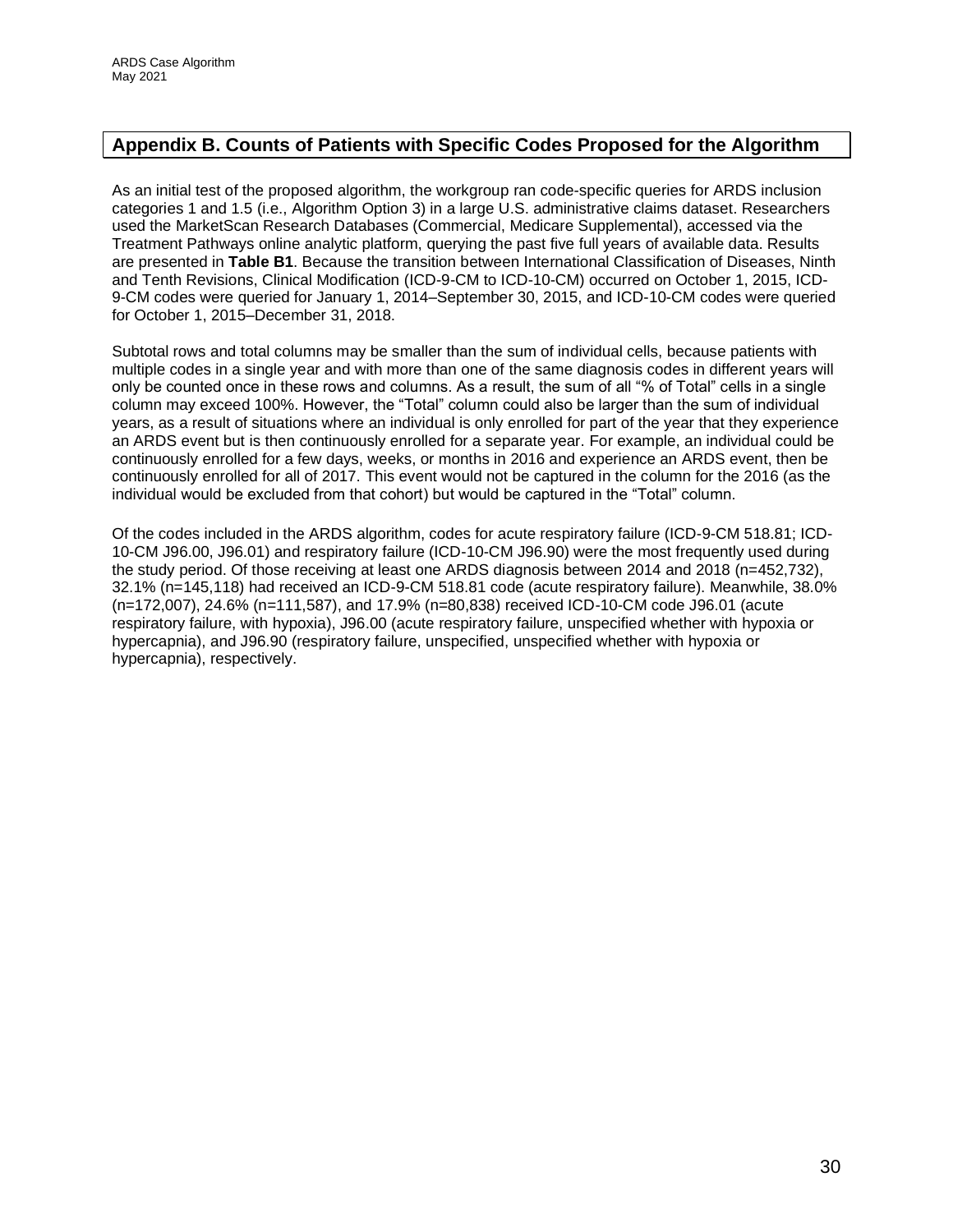## Appendix B. Counts of Patients with Specific Codes Proposed for the Algorithm

As an initial test of the proposed algorithm, the workgroup ran code-specific queries for ARDS inclusion categories 1 and 1.5 (i.e., Algorithm Option 3) in a large U.S. administrative claims dataset. Researchers used the MarketScan Research Databases (Commercial, Medicare Supplemental), accessed via the Treatment Pathways online analytic platform, querying the past five full years of available data. Results are presented in **Table B1**. Because the transition between International Classification of Diseases, Ninth and Tenth Revisions, Clinical Modification (ICD-9-CM to ICD-10-CM) occurred on October 1, 2015, ICD-9-CM codes were queried for January 1, 2014–September 30, 2015, and ICD-10-CM codes were queried for October 1, 2015–December 31, 2018.

Subtotal rows and total columns may be smaller than the sum of individual cells, because patients with multiple codes in a single year and with more than one of the same diagnosis codes in different years will only be counted once in these rows and columns. As a result, the sum of all "% of Total" cells in a single column may exceed 100%. However, the "Total" column could also be larger than the sum of individual years, as a result of situations where an individual is only enrolled for part of the year that they experience an ARDS event but is then continuously enrolled for a separate year. For example, an individual could be continuously enrolled for a few days, weeks, or months in 2016 and experience an ARDS event, then be continuously enrolled for all of 2017. This event would not be captured in the column for the 2016 (as the individual would be excluded from that cohort) but would be captured in the "Total" column.

Of the codes included in the ARDS algorithm, codes for acute respiratory failure (ICD-9-CM 518.81; ICD-10-CM J96.00, J96.01) and respiratory failure (ICD-10-CM J96.90) were the most frequently used during the study period. Of those receiving at least one ARDS diagnosis between 2014 and 2018 (n=452,732), 32.1% (n=145,118) had received an ICD-9-CM 518.81 code (acute respiratory failure). Meanwhile, 38.0% (n=172,007), 24.6% (n=111,587), and 17.9% (n=80,838) received ICD-10-CM code J96.01 (acute respiratory failure, with hypoxia), J96.00 (acute respiratory failure, unspecified whether with hypoxia or hypercapnia), and J96.90 (respiratory failure, unspecified, unspecified whether with hypoxia or hypercapnia), respectively.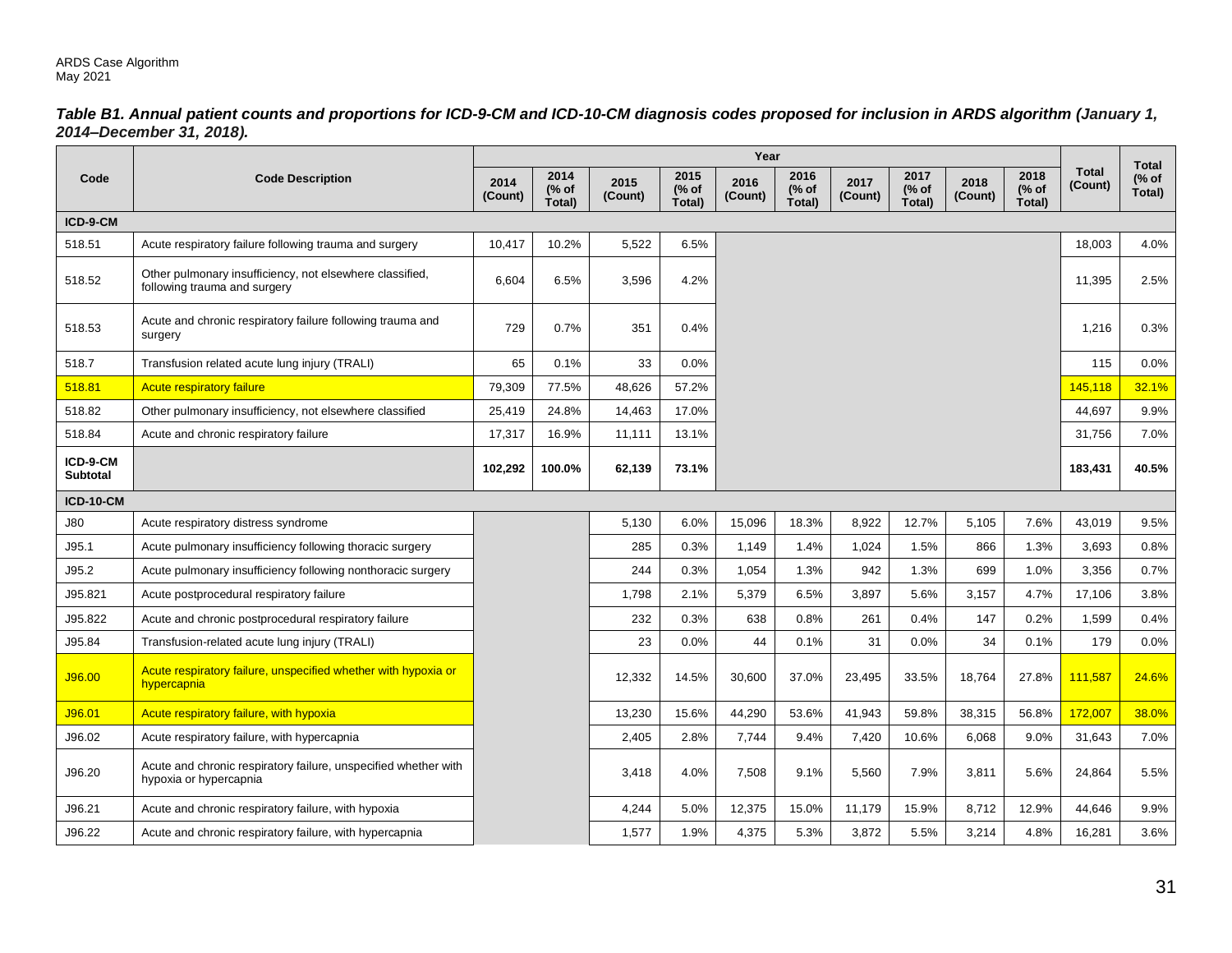*Table B1. Annual patient counts and proportions for ICD-9-CM and ICD-10-CM diagnosis codes proposed for inclusion in ARDS algorithm (January 1, 2014–December 31, 2018).*

| Code | Code Description | Year | | | | | | | | | | Total (Count) | Total (% of Total) |
|---|---|---|---|---|---|---|---|---|---|---|---|---|---|
| | | 2014 (Count) | 2014 (% of Total) | 2015 (Count) | 2015 (% of Total) | 2016 (Count) | 2016 (% of Total) | 2017 (Count) | 2017 (% of Total) | 2018 (Count) | 2018 (% of Total) | | |
| **ICD-9-CM** | | | | | | | | | | | | | |
| 518.51 | Acute respiratory failure following trauma and surgery | 10,417 | 10.2% | 5,522 | 6.5% | | | | | | | 18,003 | 4.0% |
| 518.52 | Other pulmonary insufficiency, not elsewhere classified, following trauma and surgery | 6,604 | 6.5% | 3,596 | 4.2% | | | | | | | 11,395 | 2.5% |
| 518.53 | Acute and chronic respiratory failure following trauma and surgery | 729 | 0.7% | 351 | 0.4% | | | | | | | 1,216 | 0.3% |
| 518.7 | Transfusion related acute lung injury (TRALI) | 65 | 0.1% | 33 | 0.0% | | | | | | | 115 | 0.0% |
| 518.81 | Acute respiratory failure | 79,309 | 77.5% | 48,626 | 57.2% | | | | | | | 145,118 | 32.1% |
| 518.82 | Other pulmonary insufficiency, not elsewhere classified | 25,419 | 24.8% | 14,463 | 17.0% | | | | | | | 44,697 | 9.9% |
| 518.84 | Acute and chronic respiratory failure | 17,317 | 16.9% | 11,111 | 13.1% | | | | | | | 31,756 | 7.0% |
| **ICD-9-CM Subtotal** | | **102,292** | **100.0%** | **62,139** | **73.1%** | | | | | | | **183,431** | **40.5%** |
| **ICD-10-CM** | | | | | | | | | | | | | |
| J80 | Acute respiratory distress syndrome | | | 5,130 | 6.0% | 15,096 | 18.3% | 8,922 | 12.7% | 5,105 | 7.6% | 43,019 | 9.5% |
| J95.1 | Acute pulmonary insufficiency following thoracic surgery | | | 285 | 0.3% | 1,149 | 1.4% | 1,024 | 1.5% | 866 | 1.3% | 3,693 | 0.8% |
| J95.2 | Acute pulmonary insufficiency following nonthoracic surgery | | | 244 | 0.3% | 1,054 | 1.3% | 942 | 1.3% | 699 | 1.0% | 3,356 | 0.7% |
| J95.821 | Acute postprocedural respiratory failure | | | 1,798 | 2.1% | 5,379 | 6.5% | 3,897 | 5.6% | 3,157 | 4.7% | 17,106 | 3.8% |
| J95.822 | Acute and chronic postprocedural respiratory failure | | | 232 | 0.3% | 638 | 0.8% | 261 | 0.4% | 147 | 0.2% | 1,599 | 0.4% |
| J95.84 | Transfusion-related acute lung injury (TRALI) | | | 23 | 0.0% | 44 | 0.1% | 31 | 0.0% | 34 | 0.1% | 179 | 0.0% |
| J96.00 | Acute respiratory failure, unspecified whether with hypoxia or hypercapnia | | | 12,332 | 14.5% | 30,600 | 37.0% | 23,495 | 33.5% | 18,764 | 27.8% | 111,587 | 24.6% |
| J96.01 | Acute respiratory failure, with hypoxia | | | 13,230 | 15.6% | 44,290 | 53.6% | 41,943 | 59.8% | 38,315 | 56.8% | 172,007 | 38.0% |
| J96.02 | Acute respiratory failure, with hypercapnia | | | 2,405 | 2.8% | 7,744 | 9.4% | 7,420 | 10.6% | 6,068 | 9.0% | 31,643 | 7.0% |
| J96.20 | Acute and chronic respiratory failure, unspecified whether with hypoxia or hypercapnia | | | 3,418 | 4.0% | 7,508 | 9.1% | 5,560 | 7.9% | 3,811 | 5.6% | 24,864 | 5.5% |
| J96.21 | Acute and chronic respiratory failure, with hypoxia | | | 4,244 | 5.0% | 12,375 | 15.0% | 11,179 | 15.9% | 8,712 | 12.9% | 44,646 | 9.9% |
| J96.22 | Acute and chronic respiratory failure, with hypercapnia | | | 1,577 | 1.9% | 4,375 | 5.3% | 3,872 | 5.5% | 3,214 | 4.8% | 16,281 | 3.6% |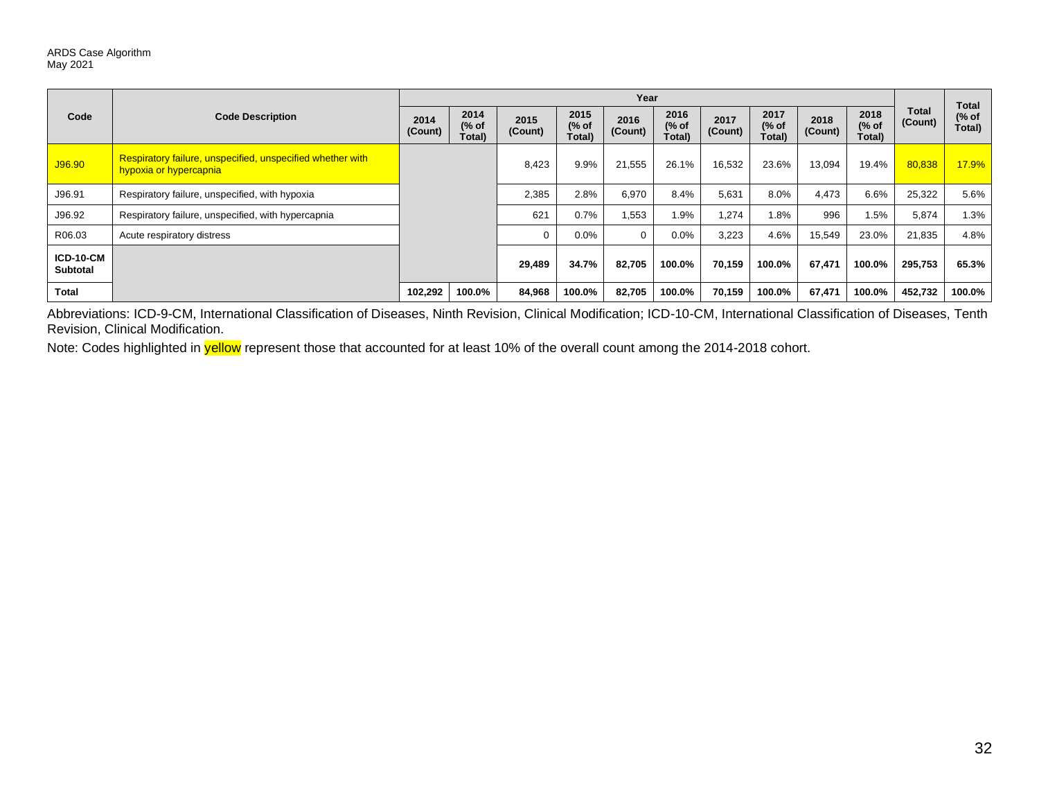ARDS Case Algorithm
May 2021

| Code | Code Description | Year | | | | | | | | | | Total (Count) | Total (% of Total) |
|---|---|---|---|---|---|---|---|---|---|---|---|---|---|
| | | 2014 (Count) | 2014 (% of Total) | 2015 (Count) | 2015 (% of Total) | 2016 (Count) | 2016 (% of Total) | 2017 (Count) | 2017 (% of Total) | 2018 (Count) | 2018 (% of Total) | | |
| J96.90 | Respiratory failure, unspecified, unspecified whether with hypoxia or hypercapnia | | | 8,423 | 9.9% | 21,555 | 26.1% | 16,532 | 23.6% | 13,094 | 19.4% | 80,838 | 17.9% |
| J96.91 | Respiratory failure, unspecified, with hypoxia | | | 2,385 | 2.8% | 6,970 | 8.4% | 5,631 | 8.0% | 4,473 | 6.6% | 25,322 | 5.6% |
| J96.92 | Respiratory failure, unspecified, with hypercapnia | | | 621 | 0.7% | 1,553 | 1.9% | 1,274 | 1.8% | 996 | 1.5% | 5,874 | 1.3% |
| R06.03 | Acute respiratory distress | | | 0 | 0.0% | 0 | 0.0% | 3,223 | 4.6% | 15,549 | 23.0% | 21,835 | 4.8% |
| **ICD-10-CM Subtotal** | | | | **29,489** | **34.7%** | **82,705** | **100.0%** | **70,159** | **100.0%** | **67,471** | **100.0%** | **295,753** | **65.3%** |
| **Total** | | **102,292** | **100.0%** | **84,968** | **100.0%** | **82,705** | **100.0%** | **70,159** | **100.0%** | **67,471** | **100.0%** | **452,732** | **100.0%** |

Abbreviations: ICD-9-CM, International Classification of Diseases, Ninth Revision, Clinical Modification; ICD-10-CM, International Classification of Diseases, Tenth Revision, Clinical Modification.

Note: Codes highlighted in yellow represent those that accounted for at least 10% of the overall count among the 2014-2018 cohort.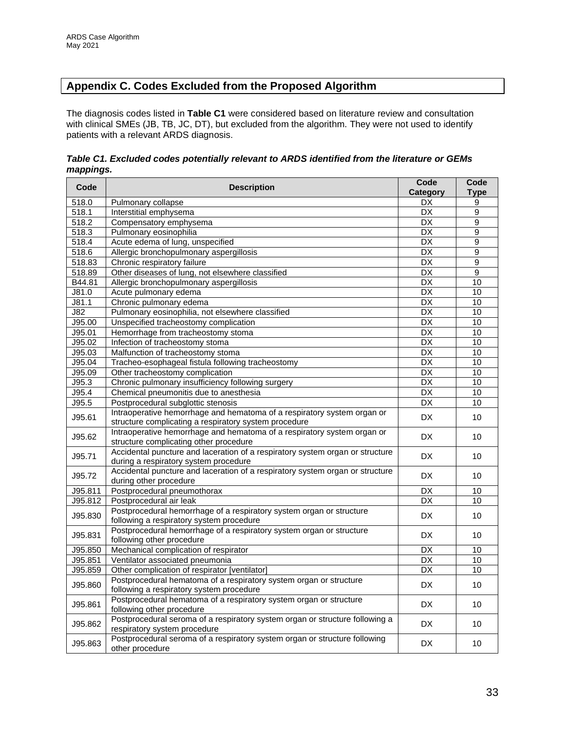## Appendix C. Codes Excluded from the Proposed Algorithm

The diagnosis codes listed in **Table C1** were considered based on literature review and consultation with clinical SMEs (JB, TB, JC, DT), but excluded from the algorithm. They were not used to identify patients with a relevant ARDS diagnosis.

***Table C1. Excluded codes potentially relevant to ARDS identified from the literature or GEMs mappings.***

| Code | Description | Code Category | Code Type |
|---|---|---|---|
| 518.0 | Pulmonary collapse | DX | 9 |
| 518.1 | Interstitial emphysema | DX | 9 |
| 518.2 | Compensatory emphysema | DX | 9 |
| 518.3 | Pulmonary eosinophilia | DX | 9 |
| 518.4 | Acute edema of lung, unspecified | DX | 9 |
| 518.6 | Allergic bronchopulmonary aspergillosis | DX | 9 |
| 518.83 | Chronic respiratory failure | DX | 9 |
| 518.89 | Other diseases of lung, not elsewhere classified | DX | 9 |
| B44.81 | Allergic bronchopulmonary aspergillosis | DX | 10 |
| J81.0 | Acute pulmonary edema | DX | 10 |
| J81.1 | Chronic pulmonary edema | DX | 10 |
| J82 | Pulmonary eosinophilia, not elsewhere classified | DX | 10 |
| J95.00 | Unspecified tracheostomy complication | DX | 10 |
| J95.01 | Hemorrhage from tracheostomy stoma | DX | 10 |
| J95.02 | Infection of tracheostomy stoma | DX | 10 |
| J95.03 | Malfunction of tracheostomy stoma | DX | 10 |
| J95.04 | Tracheo-esophageal fistula following tracheostomy | DX | 10 |
| J95.09 | Other tracheostomy complication | DX | 10 |
| J95.3 | Chronic pulmonary insufficiency following surgery | DX | 10 |
| J95.4 | Chemical pneumonitis due to anesthesia | DX | 10 |
| J95.5 | Postprocedural subglottic stenosis | DX | 10 |
| J95.61 | Intraoperative hemorrhage and hematoma of a respiratory system organ or structure complicating a respiratory system procedure | DX | 10 |
| J95.62 | Intraoperative hemorrhage and hematoma of a respiratory system organ or structure complicating other procedure | DX | 10 |
| J95.71 | Accidental puncture and laceration of a respiratory system organ or structure during a respiratory system procedure | DX | 10 |
| J95.72 | Accidental puncture and laceration of a respiratory system organ or structure during other procedure | DX | 10 |
| J95.811 | Postprocedural pneumothorax | DX | 10 |
| J95.812 | Postprocedural air leak | DX | 10 |
| J95.830 | Postprocedural hemorrhage of a respiratory system organ or structure following a respiratory system procedure | DX | 10 |
| J95.831 | Postprocedural hemorrhage of a respiratory system organ or structure following other procedure | DX | 10 |
| J95.850 | Mechanical complication of respirator | DX | 10 |
| J95.851 | Ventilator associated pneumonia | DX | 10 |
| J95.859 | Other complication of respirator [ventilator] | DX | 10 |
| J95.860 | Postprocedural hematoma of a respiratory system organ or structure following a respiratory system procedure | DX | 10 |
| J95.861 | Postprocedural hematoma of a respiratory system organ or structure following other procedure | DX | 10 |
| J95.862 | Postprocedural seroma of a respiratory system organ or structure following a respiratory system procedure | DX | 10 |
| J95.863 | Postprocedural seroma of a respiratory system organ or structure following other procedure | DX | 10 |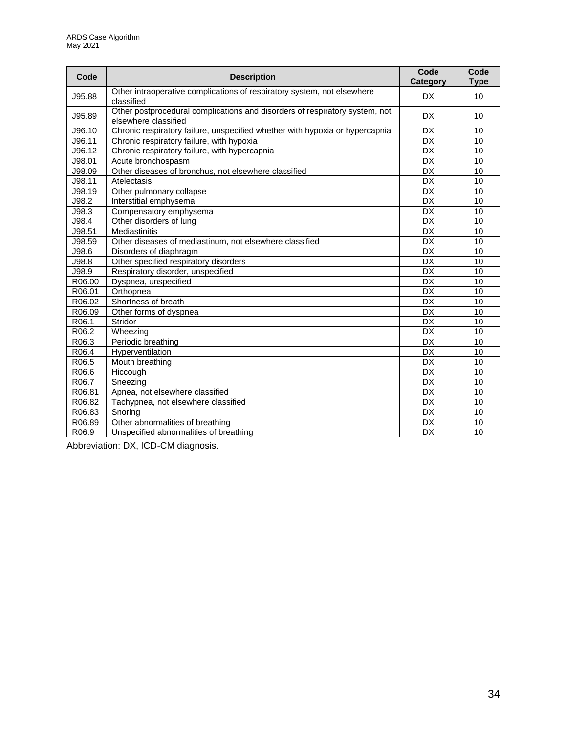| Code | Description | Code Category | Code Type |
|---|---|---|---|
| J95.88 | Other intraoperative complications of respiratory system, not elsewhere classified | DX | 10 |
| J95.89 | Other postprocedural complications and disorders of respiratory system, not elsewhere classified | DX | 10 |
| J96.10 | Chronic respiratory failure, unspecified whether with hypoxia or hypercapnia | DX | 10 |
| J96.11 | Chronic respiratory failure, with hypoxia | DX | 10 |
| J96.12 | Chronic respiratory failure, with hypercapnia | DX | 10 |
| J98.01 | Acute bronchospasm | DX | 10 |
| J98.09 | Other diseases of bronchus, not elsewhere classified | DX | 10 |
| J98.11 | Atelectasis | DX | 10 |
| J98.19 | Other pulmonary collapse | DX | 10 |
| J98.2 | Interstitial emphysema | DX | 10 |
| J98.3 | Compensatory emphysema | DX | 10 |
| J98.4 | Other disorders of lung | DX | 10 |
| J98.51 | Mediastinitis | DX | 10 |
| J98.59 | Other diseases of mediastinum, not elsewhere classified | DX | 10 |
| J98.6 | Disorders of diaphragm | DX | 10 |
| J98.8 | Other specified respiratory disorders | DX | 10 |
| J98.9 | Respiratory disorder, unspecified | DX | 10 |
| R06.00 | Dyspnea, unspecified | DX | 10 |
| R06.01 | Orthopnea | DX | 10 |
| R06.02 | Shortness of breath | DX | 10 |
| R06.09 | Other forms of dyspnea | DX | 10 |
| R06.1 | Stridor | DX | 10 |
| R06.2 | Wheezing | DX | 10 |
| R06.3 | Periodic breathing | DX | 10 |
| R06.4 | Hyperventilation | DX | 10 |
| R06.5 | Mouth breathing | DX | 10 |
| R06.6 | Hiccough | DX | 10 |
| R06.7 | Sneezing | DX | 10 |
| R06.81 | Apnea, not elsewhere classified | DX | 10 |
| R06.82 | Tachypnea, not elsewhere classified | DX | 10 |
| R06.83 | Snoring | DX | 10 |
| R06.89 | Other abnormalities of breathing | DX | 10 |
| R06.9 | Unspecified abnormalities of breathing | DX | 10 |

Abbreviation: DX, ICD-CM diagnosis.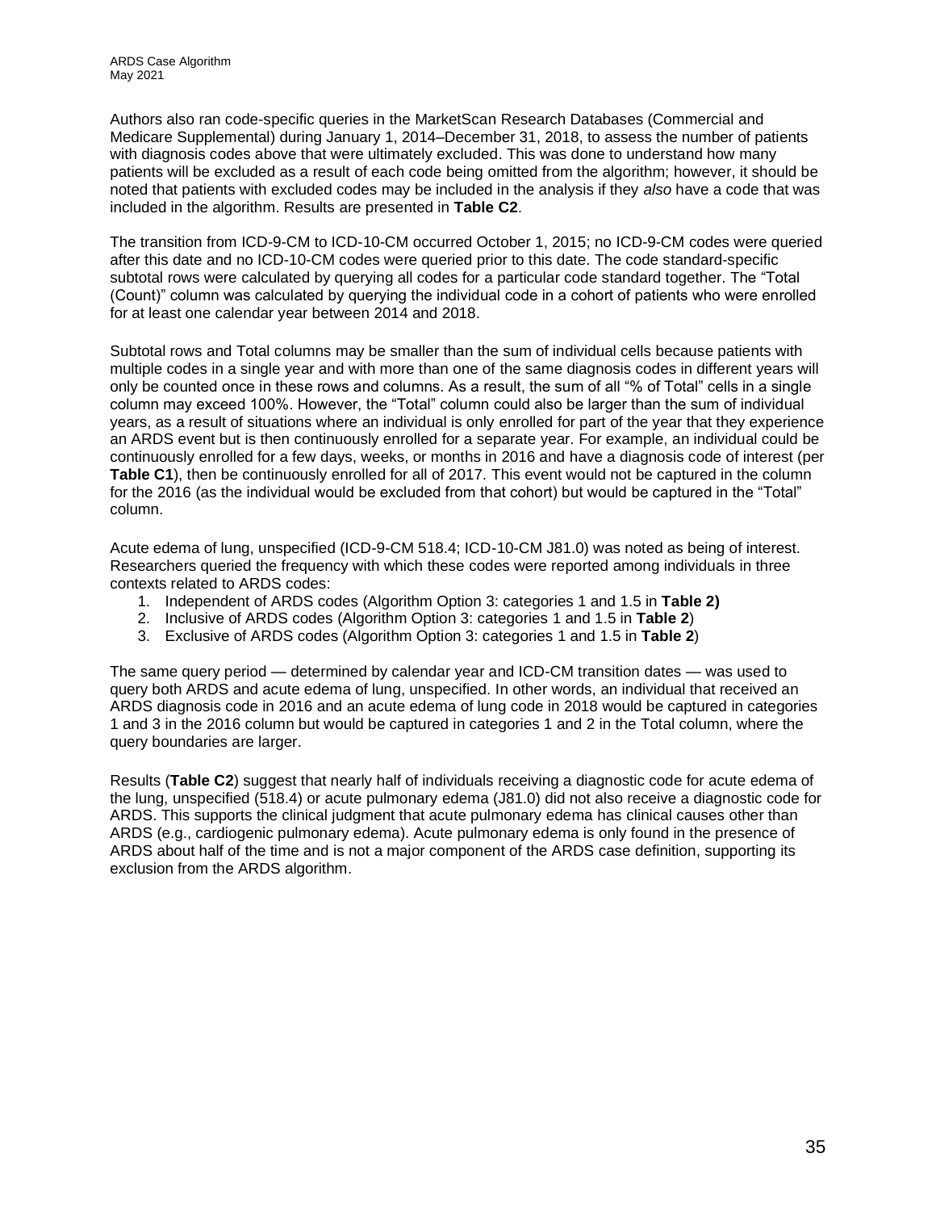Authors also ran code-specific queries in the MarketScan Research Databases (Commercial and Medicare Supplemental) during January 1, 2014–December 31, 2018, to assess the number of patients with diagnosis codes above that were ultimately excluded. This was done to understand how many patients will be excluded as a result of each code being omitted from the algorithm; however, it should be noted that patients with excluded codes may be included in the analysis if they *also* have a code that was included in the algorithm. Results are presented in **Table C2**.

The transition from ICD-9-CM to ICD-10-CM occurred October 1, 2015; no ICD-9-CM codes were queried after this date and no ICD-10-CM codes were queried prior to this date. The code standard-specific subtotal rows were calculated by querying all codes for a particular code standard together. The "Total (Count)" column was calculated by querying the individual code in a cohort of patients who were enrolled for at least one calendar year between 2014 and 2018.

Subtotal rows and Total columns may be smaller than the sum of individual cells because patients with multiple codes in a single year and with more than one of the same diagnosis codes in different years will only be counted once in these rows and columns. As a result, the sum of all "% of Total" cells in a single column may exceed 100%. However, the "Total" column could also be larger than the sum of individual years, as a result of situations where an individual is only enrolled for part of the year that they experience an ARDS event but is then continuously enrolled for a separate year. For example, an individual could be continuously enrolled for a few days, weeks, or months in 2016 and have a diagnosis code of interest (per **Table C1**), then be continuously enrolled for all of 2017. This event would not be captured in the column for the 2016 (as the individual would be excluded from that cohort) but would be captured in the "Total" column.

Acute edema of lung, unspecified (ICD-9-CM 518.4; ICD-10-CM J81.0) was noted as being of interest. Researchers queried the frequency with which these codes were reported among individuals in three contexts related to ARDS codes:

1. Independent of ARDS codes (Algorithm Option 3: categories 1 and 1.5 in **Table 2)**
2. Inclusive of ARDS codes (Algorithm Option 3: categories 1 and 1.5 in **Table 2**)
3. Exclusive of ARDS codes (Algorithm Option 3: categories 1 and 1.5 in **Table 2**)

The same query period — determined by calendar year and ICD-CM transition dates — was used to query both ARDS and acute edema of lung, unspecified. In other words, an individual that received an ARDS diagnosis code in 2016 and an acute edema of lung code in 2018 would be captured in categories 1 and 3 in the 2016 column but would be captured in categories 1 and 2 in the Total column, where the query boundaries are larger.

Results (**Table C2**) suggest that nearly half of individuals receiving a diagnostic code for acute edema of the lung, unspecified (518.4) or acute pulmonary edema (J81.0) did not also receive a diagnostic code for ARDS. This supports the clinical judgment that acute pulmonary edema has clinical causes other than ARDS (e.g., cardiogenic pulmonary edema). Acute pulmonary edema is only found in the presence of ARDS about half of the time and is not a major component of the ARDS case definition, supporting its exclusion from the ARDS algorithm.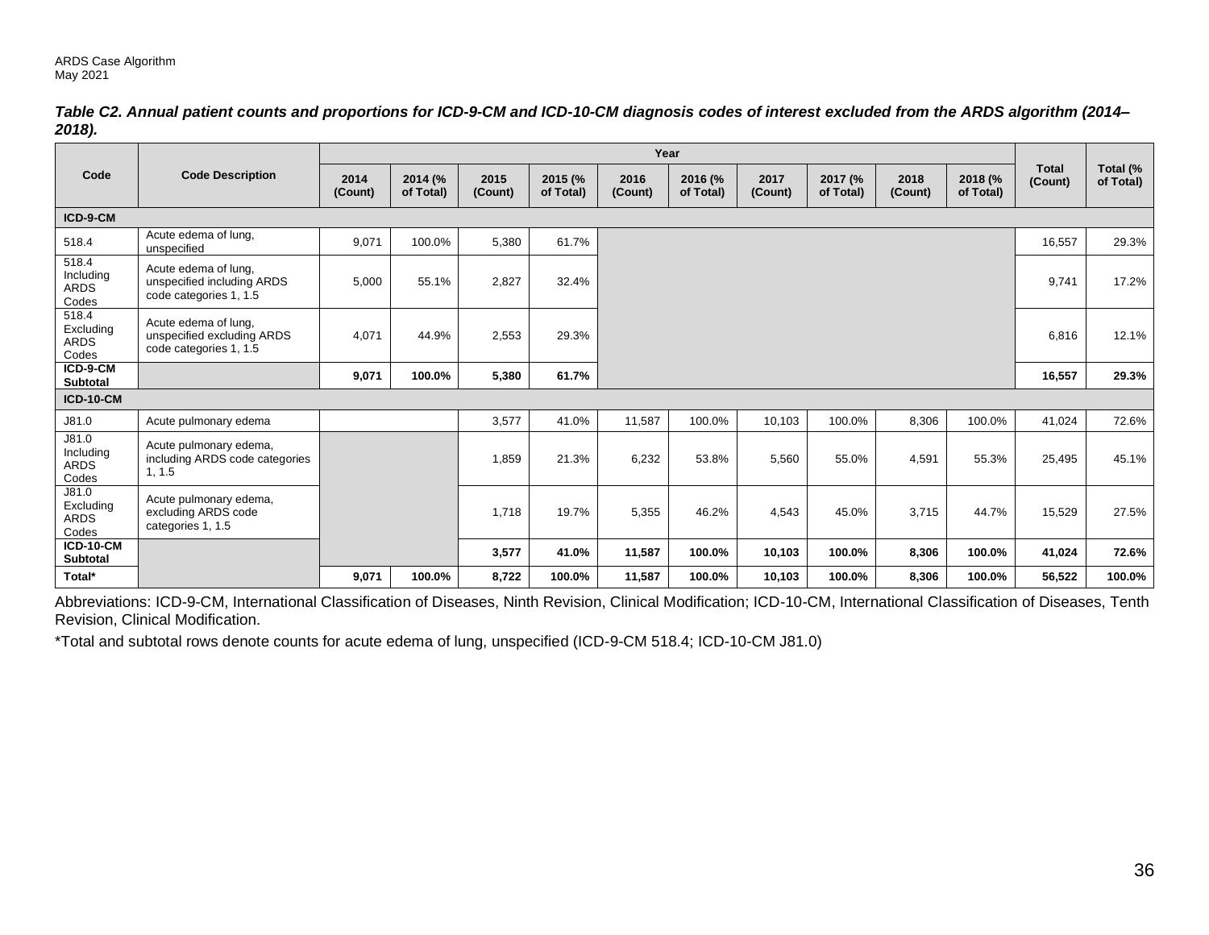*Table C2. Annual patient counts and proportions for ICD-9-CM and ICD-10-CM diagnosis codes of interest excluded from the ARDS algorithm (2014–2018).*

| Code | Code Description | Year | | | | | | | | | | Total (Count) | Total (% of Total) |
|---|---|---|---|---|---|---|---|---|---|---|---|---|---|
| | | 2014 (Count) | 2014 (% of Total) | 2015 (Count) | 2015 (% of Total) | 2016 (Count) | 2016 (% of Total) | 2017 (Count) | 2017 (% of Total) | 2018 (Count) | 2018 (% of Total) | | |
| **ICD-9-CM** | | | | | | | | | | | | | |
| 518.4 | Acute edema of lung, unspecified | 9,071 | 100.0% | 5,380 | 61.7% | | | | | | | 16,557 | 29.3% |
| 518.4 Including ARDS Codes | Acute edema of lung, unspecified including ARDS code categories 1, 1.5 | 5,000 | 55.1% | 2,827 | 32.4% | | | | | | | 9,741 | 17.2% |
| 518.4 Excluding ARDS Codes | Acute edema of lung, unspecified excluding ARDS code categories 1, 1.5 | 4,071 | 44.9% | 2,553 | 29.3% | | | | | | | 6,816 | 12.1% |
| **ICD-9-CM Subtotal** | | **9,071** | **100.0%** | **5,380** | **61.7%** | | | | | | | **16,557** | **29.3%** |
| **ICD-10-CM** | | | | | | | | | | | | | |
| J81.0 | Acute pulmonary edema | | | 3,577 | 41.0% | 11,587 | 100.0% | 10,103 | 100.0% | 8,306 | 100.0% | 41,024 | 72.6% |
| J81.0 Including ARDS Codes | Acute pulmonary edema, including ARDS code categories 1, 1.5 | | | 1,859 | 21.3% | 6,232 | 53.8% | 5,560 | 55.0% | 4,591 | 55.3% | 25,495 | 45.1% |
| J81.0 Excluding ARDS Codes | Acute pulmonary edema, excluding ARDS code categories 1, 1.5 | | | 1,718 | 19.7% | 5,355 | 46.2% | 4,543 | 45.0% | 3,715 | 44.7% | 15,529 | 27.5% |
| **ICD-10-CM Subtotal** | | | | **3,577** | **41.0%** | **11,587** | **100.0%** | **10,103** | **100.0%** | **8,306** | **100.0%** | **41,024** | **72.6%** |
| **Total*** | | **9,071** | **100.0%** | **8,722** | **100.0%** | **11,587** | **100.0%** | **10,103** | **100.0%** | **8,306** | **100.0%** | **56,522** | **100.0%** |

Abbreviations: ICD-9-CM, International Classification of Diseases, Ninth Revision, Clinical Modification; ICD-10-CM, International Classification of Diseases, Tenth Revision, Clinical Modification.

*Total and subtotal rows denote counts for acute edema of lung, unspecified (ICD-9-CM 518.4; ICD-10-CM J81.0)